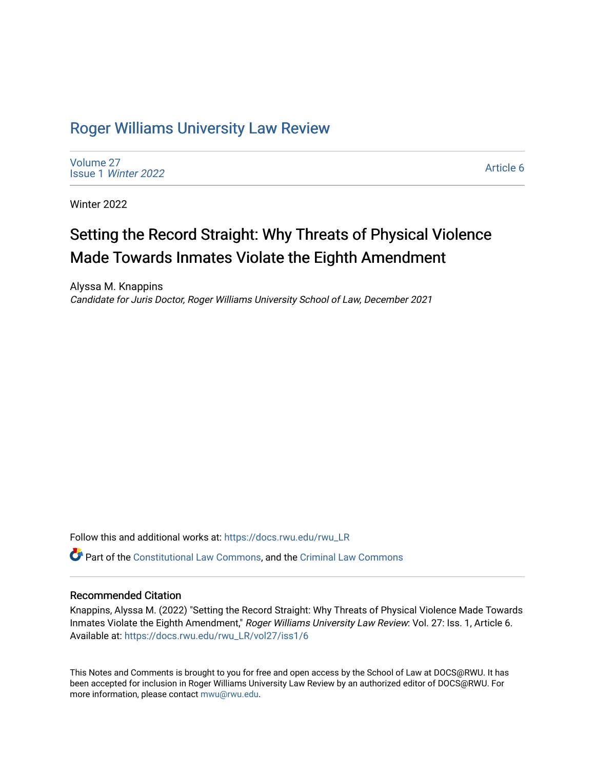# Roger Williams University Law Review

Volume 27
Issue 1 *Winter 2022*

Article 6

Winter 2022

## Setting the Record Straight: Why Threats of Physical Violence Made Towards Inmates Violate the Eighth Amendment

Alyssa M. Knappins
*Candidate for Juris Doctor, Roger Williams University School of Law, December 2021*

Follow this and additional works at: https://docs.rwu.edu/rwu_LR

Part of the Constitutional Law Commons, and the Criminal Law Commons

### Recommended Citation

Knappins, Alyssa M. (2022) "Setting the Record Straight: Why Threats of Physical Violence Made Towards Inmates Violate the Eighth Amendment," *Roger Williams University Law Review*: Vol. 27: Iss. 1, Article 6.
Available at: https://docs.rwu.edu/rwu_LR/vol27/iss1/6

This Notes and Comments is brought to you for free and open access by the School of Law at DOCS@RWU. It has been accepted for inclusion in Roger Williams University Law Review by an authorized editor of DOCS@RWU. For more information, please contact mwu@rwu.edu.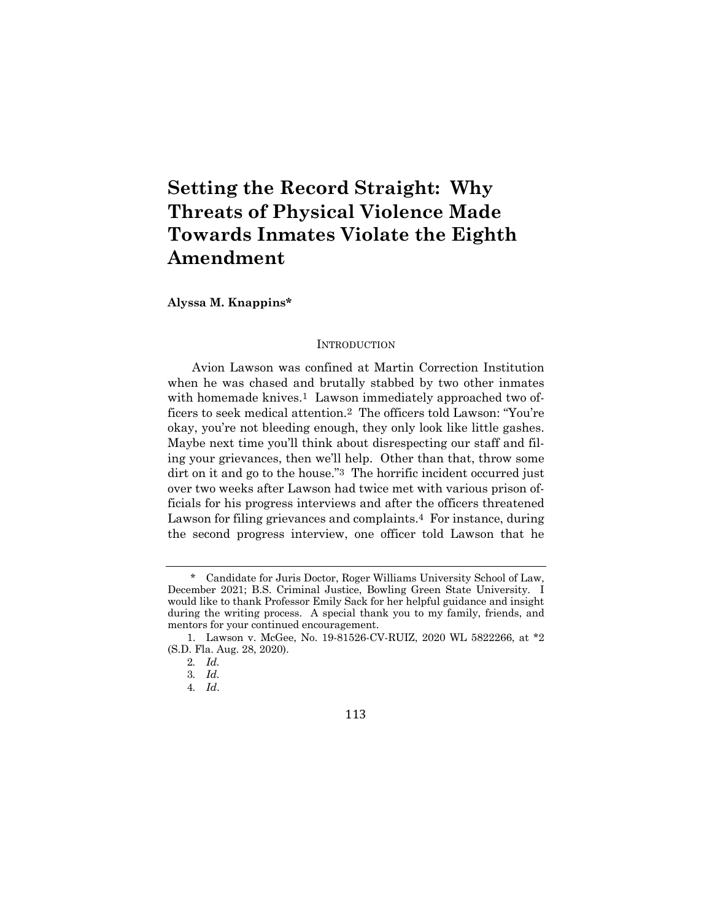# Setting the Record Straight: Why Threats of Physical Violence Made Towards Inmates Violate the Eighth Amendment

**Alyssa M. Knappins***

## INTRODUCTION

Avion Lawson was confined at Martin Correction Institution when he was chased and brutally stabbed by two other inmates with homemade knives.[1] Lawson immediately approached two officers to seek medical attention.[2] The officers told Lawson: "You're okay, you're not bleeding enough, they only look like little gashes. Maybe next time you'll think about disrespecting our staff and filing your grievances, then we'll help. Other than that, throw some dirt on it and go to the house."[3] The horrific incident occurred just over two weeks after Lawson had twice met with various prison officials for his progress interviews and after the officers threatened Lawson for filing grievances and complaints.[4] For instance, during the second progress interview, one officer told Lawson that he

---

\* Candidate for Juris Doctor, Roger Williams University School of Law, December 2021; B.S. Criminal Justice, Bowling Green State University. I would like to thank Professor Emily Sack for her helpful guidance and insight during the writing process. A special thank you to my family, friends, and mentors for your continued encouragement.

1. Lawson v. McGee, No. 19-81526-CV-RUIZ, 2020 WL 5822266, at *2 (S.D. Fla. Aug. 28, 2020).

2. *Id.*

3. *Id.*

4. *Id*.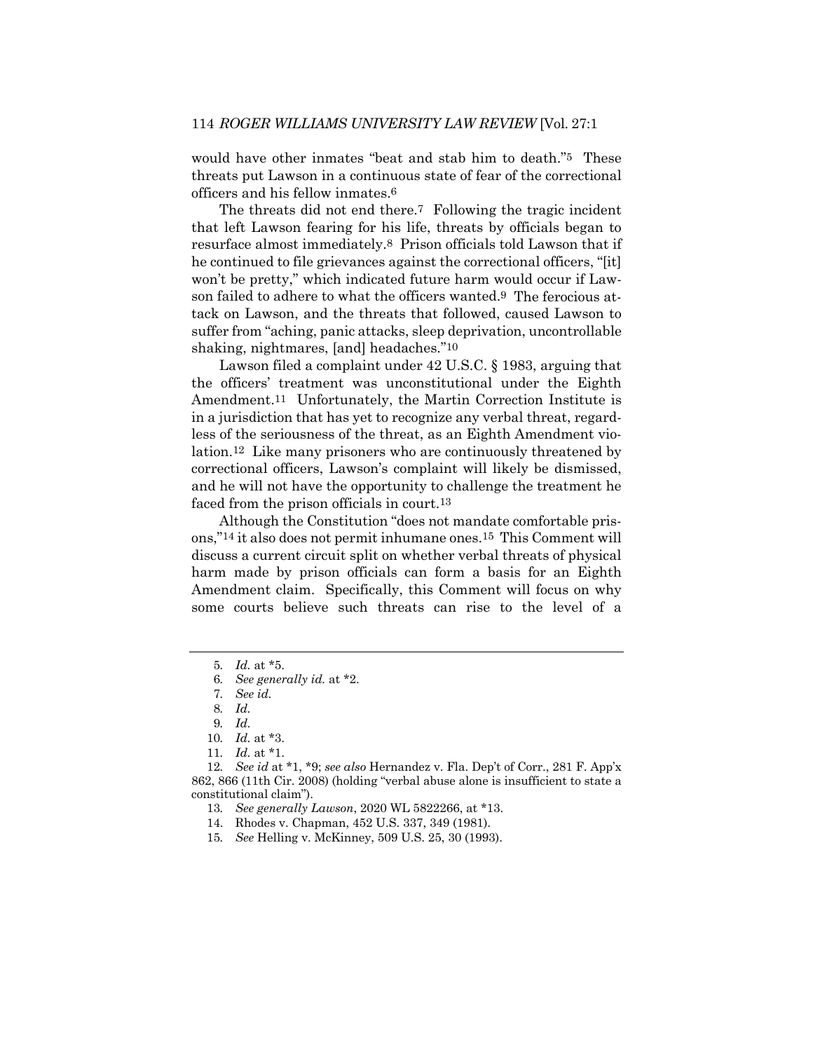would have other inmates "beat and stab him to death."[5] These threats put Lawson in a continuous state of fear of the correctional officers and his fellow inmates.[6]

The threats did not end there.[7] Following the tragic incident that left Lawson fearing for his life, threats by officials began to resurface almost immediately.[8] Prison officials told Lawson that if he continued to file grievances against the correctional officers, "[it] won't be pretty," which indicated future harm would occur if Lawson failed to adhere to what the officers wanted.[9] The ferocious attack on Lawson, and the threats that followed, caused Lawson to suffer from "aching, panic attacks, sleep deprivation, uncontrollable shaking, nightmares, [and] headaches."[10]

Lawson filed a complaint under 42 U.S.C. § 1983, arguing that the officers' treatment was unconstitutional under the Eighth Amendment.[11] Unfortunately, the Martin Correction Institute is in a jurisdiction that has yet to recognize any verbal threat, regardless of the seriousness of the threat, as an Eighth Amendment violation.[12] Like many prisoners who are continuously threatened by correctional officers, Lawson's complaint will likely be dismissed, and he will not have the opportunity to challenge the treatment he faced from the prison officials in court.[13]

Although the Constitution "does not mandate comfortable prisons,"[14] it also does not permit inhumane ones.[15] This Comment will discuss a current circuit split on whether verbal threats of physical harm made by prison officials can form a basis for an Eighth Amendment claim. Specifically, this Comment will focus on why some courts believe such threats can rise to the level of a

---

5. *Id.* at *5.

6. *See generally id.* at *2.

7. *See id.*

8. *Id.*

9. *Id.*

10. *Id.* at *3.

11. *Id.* at *1.

12. *See id* at *1, *9; *see also* Hernandez v. Fla. Dep't of Corr., 281 F. App'x 862, 866 (11th Cir. 2008) (holding "verbal abuse alone is insufficient to state a constitutional claim").

13. *See generally Lawson*, 2020 WL 5822266, at *13.

14. Rhodes v. Chapman, 452 U.S. 337, 349 (1981).

15. *See* Helling v. McKinney, 509 U.S. 25, 30 (1993).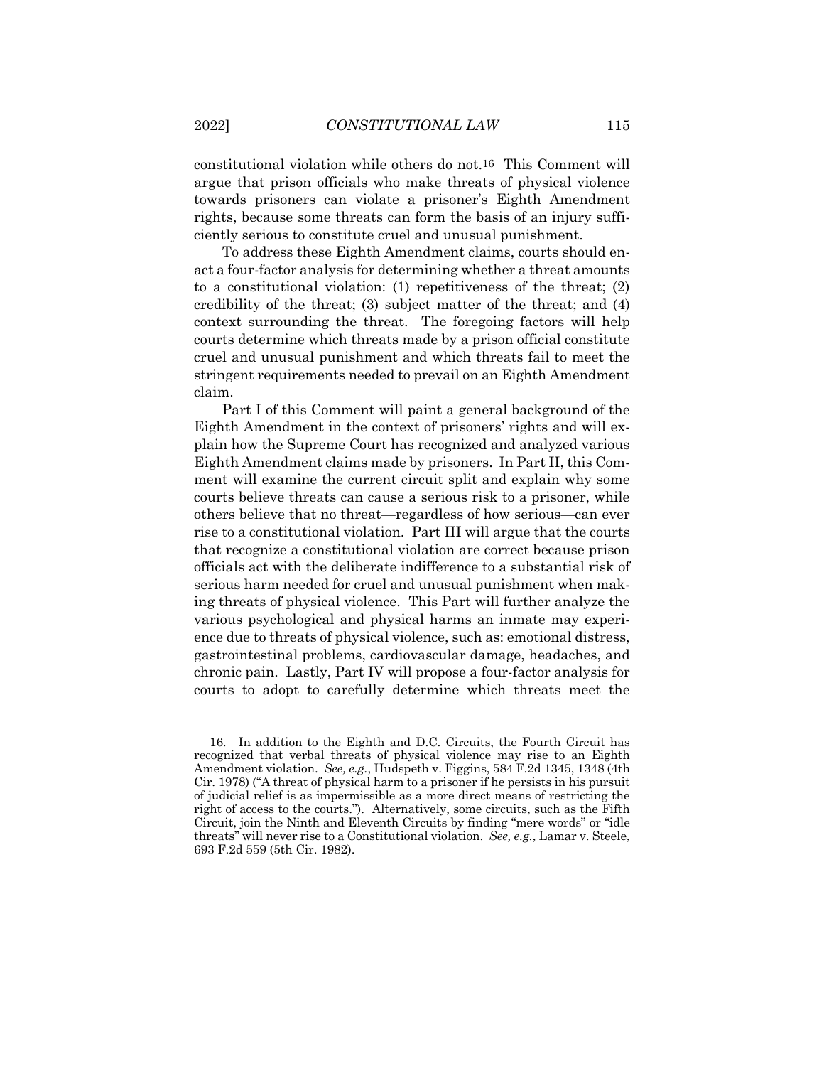constitutional violation while others do not.[16] This Comment will argue that prison officials who make threats of physical violence towards prisoners can violate a prisoner's Eighth Amendment rights, because some threats can form the basis of an injury sufficiently serious to constitute cruel and unusual punishment.

To address these Eighth Amendment claims, courts should enact a four-factor analysis for determining whether a threat amounts to a constitutional violation: (1) repetitiveness of the threat; (2) credibility of the threat; (3) subject matter of the threat; and (4) context surrounding the threat. The foregoing factors will help courts determine which threats made by a prison official constitute cruel and unusual punishment and which threats fail to meet the stringent requirements needed to prevail on an Eighth Amendment claim.

Part I of this Comment will paint a general background of the Eighth Amendment in the context of prisoners' rights and will explain how the Supreme Court has recognized and analyzed various Eighth Amendment claims made by prisoners. In Part II, this Comment will examine the current circuit split and explain why some courts believe threats can cause a serious risk to a prisoner, while others believe that no threat—regardless of how serious—can ever rise to a constitutional violation. Part III will argue that the courts that recognize a constitutional violation are correct because prison officials act with the deliberate indifference to a substantial risk of serious harm needed for cruel and unusual punishment when making threats of physical violence. This Part will further analyze the various psychological and physical harms an inmate may experience due to threats of physical violence, such as: emotional distress, gastrointestinal problems, cardiovascular damage, headaches, and chronic pain. Lastly, Part IV will propose a four-factor analysis for courts to adopt to carefully determine which threats meet the

---

16. In addition to the Eighth and D.C. Circuits, the Fourth Circuit has recognized that verbal threats of physical violence may rise to an Eighth Amendment violation. *See, e.g.*, Hudspeth v. Figgins, 584 F.2d 1345, 1348 (4th Cir. 1978) ("A threat of physical harm to a prisoner if he persists in his pursuit of judicial relief is as impermissible as a more direct means of restricting the right of access to the courts."). Alternatively, some circuits, such as the Fifth Circuit, join the Ninth and Eleventh Circuits by finding "mere words" or "idle threats" will never rise to a Constitutional violation. *See, e.g.*, Lamar v. Steele, 693 F.2d 559 (5th Cir. 1982).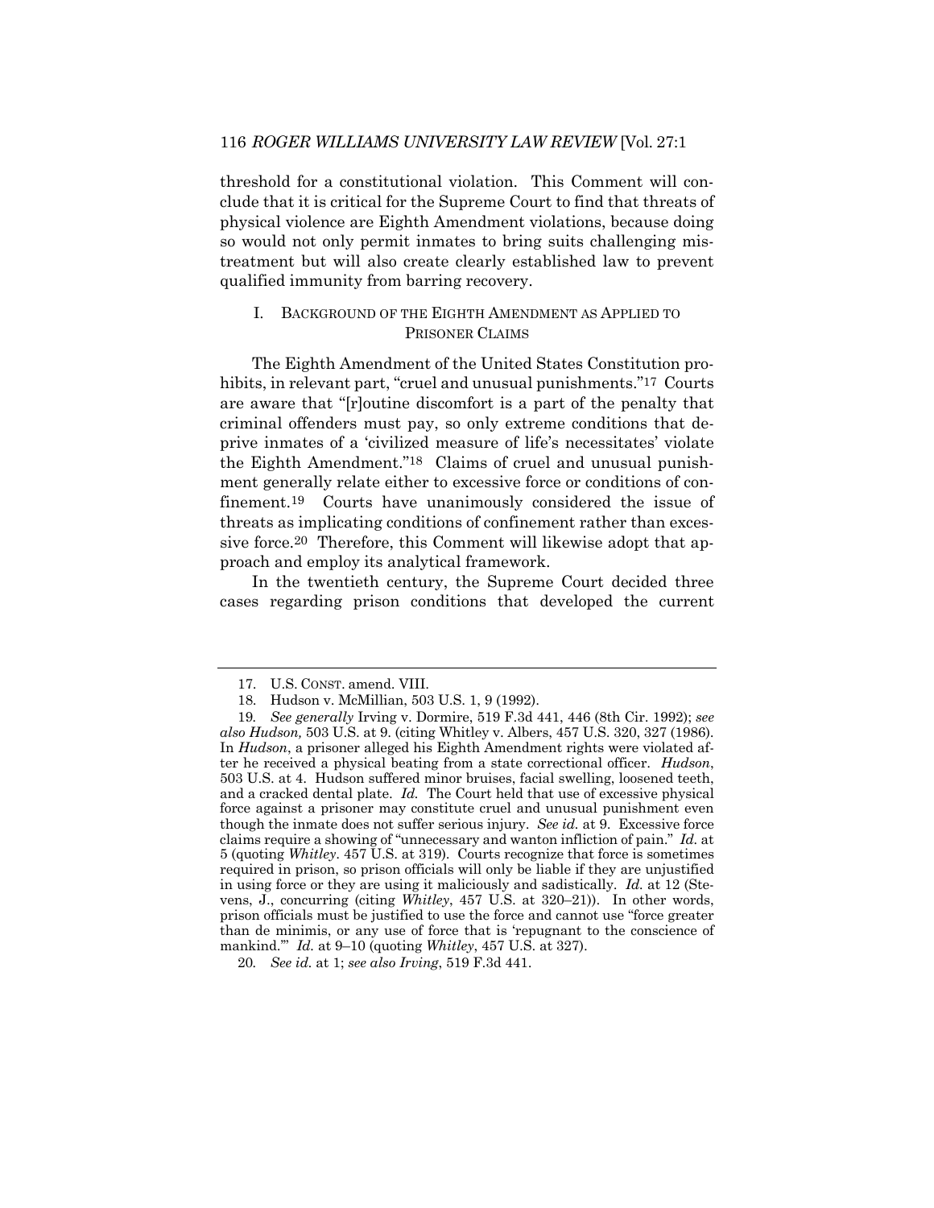threshold for a constitutional violation. This Comment will conclude that it is critical for the Supreme Court to find that threats of physical violence are Eighth Amendment violations, because doing so would not only permit inmates to bring suits challenging mistreatment but will also create clearly established law to prevent qualified immunity from barring recovery.

## I. Background of the Eighth Amendment as Applied to Prisoner Claims

The Eighth Amendment of the United States Constitution prohibits, in relevant part, "cruel and unusual punishments."[17] Courts are aware that "[r]outine discomfort is a part of the penalty that criminal offenders must pay, so only extreme conditions that deprive inmates of a 'civilized measure of life's necessitates' violate the Eighth Amendment."[18] Claims of cruel and unusual punishment generally relate either to excessive force or conditions of confinement.[19] Courts have unanimously considered the issue of threats as implicating conditions of confinement rather than excessive force.[20] Therefore, this Comment will likewise adopt that approach and employ its analytical framework.

In the twentieth century, the Supreme Court decided three cases regarding prison conditions that developed the current

---

17. U.S. CONST. amend. VIII.

18. Hudson v. McMillian, 503 U.S. 1, 9 (1992).

19. *See generally* Irving v. Dormire, 519 F.3d 441, 446 (8th Cir. 1992); *see also Hudson,* 503 U.S. at 9. (citing Whitley v. Albers, 457 U.S. 320, 327 (1986). In *Hudson*, a prisoner alleged his Eighth Amendment rights were violated after he received a physical beating from a state correctional officer. *Hudson*, 503 U.S. at 4. Hudson suffered minor bruises, facial swelling, loosened teeth, and a cracked dental plate. *Id.* The Court held that use of excessive physical force against a prisoner may constitute cruel and unusual punishment even though the inmate does not suffer serious injury. *See id.* at 9. Excessive force claims require a showing of "unnecessary and wanton infliction of pain." *Id.* at 5 (quoting *Whitley*. 457 U.S. at 319). Courts recognize that force is sometimes required in prison, so prison officials will only be liable if they are unjustified in using force or they are using it maliciously and sadistically. *Id.* at 12 (Stevens, J., concurring (citing *Whitley*, 457 U.S. at 320–21)). In other words, prison officials must be justified to use the force and cannot use "force greater than de minimis, or any use of force that is 'repugnant to the conscience of mankind.'" *Id.* at 9–10 (quoting *Whitley*, 457 U.S. at 327).

20. *See id.* at 1; *see also Irving*, 519 F.3d 441.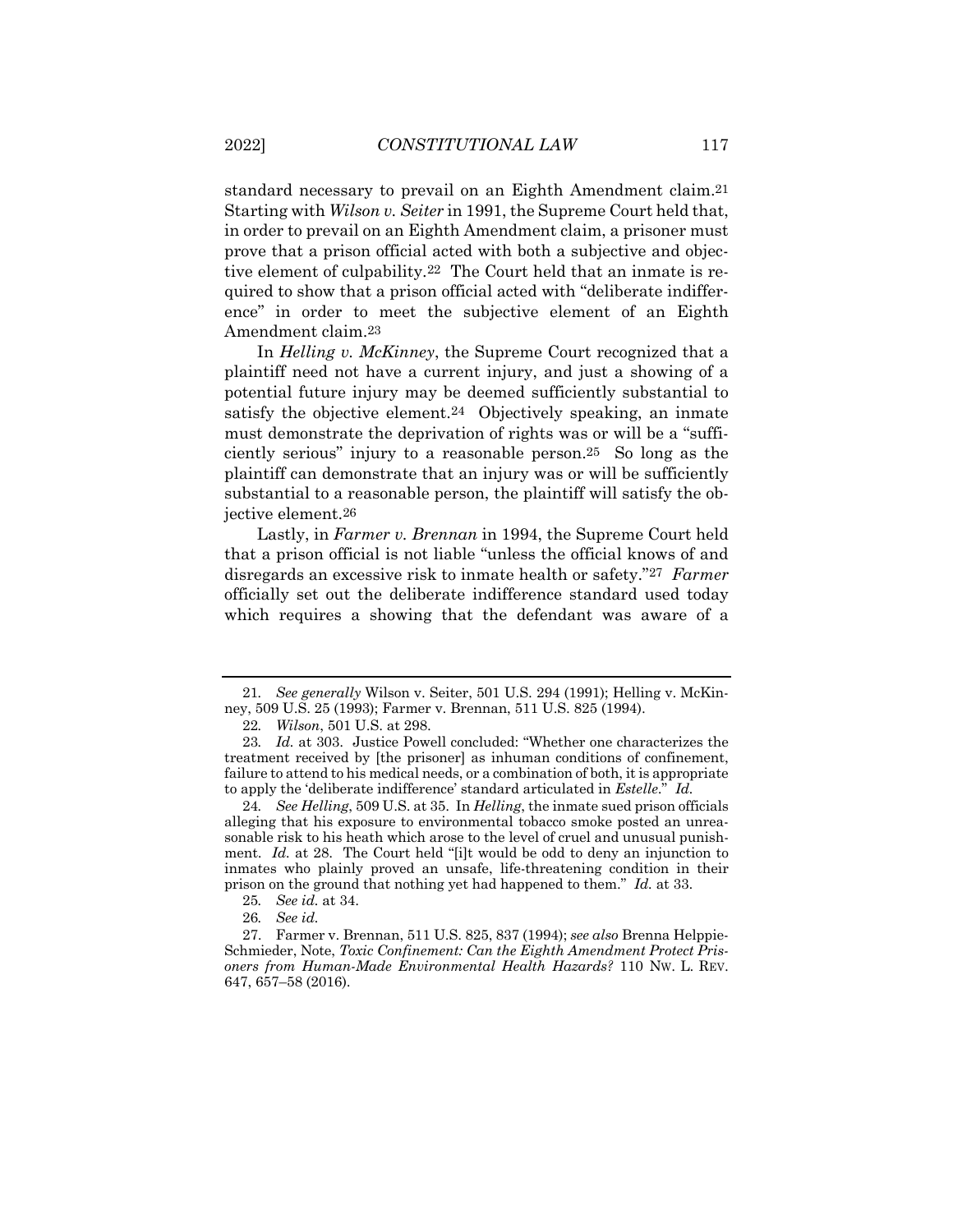standard necessary to prevail on an Eighth Amendment claim.[21] Starting with *Wilson v. Seiter* in 1991, the Supreme Court held that, in order to prevail on an Eighth Amendment claim, a prisoner must prove that a prison official acted with both a subjective and objective element of culpability.[22] The Court held that an inmate is required to show that a prison official acted with "deliberate indifference" in order to meet the subjective element of an Eighth Amendment claim.[23]

In *Helling v. McKinney*, the Supreme Court recognized that a plaintiff need not have a current injury, and just a showing of a potential future injury may be deemed sufficiently substantial to satisfy the objective element.[24] Objectively speaking, an inmate must demonstrate the deprivation of rights was or will be a "sufficiently serious" injury to a reasonable person.[25] So long as the plaintiff can demonstrate that an injury was or will be sufficiently substantial to a reasonable person, the plaintiff will satisfy the objective element.[26]

Lastly, in *Farmer v. Brennan* in 1994, the Supreme Court held that a prison official is not liable "unless the official knows of and disregards an excessive risk to inmate health or safety."[27] *Farmer* officially set out the deliberate indifference standard used today which requires a showing that the defendant was aware of a

---

21. *See generally* Wilson v. Seiter, 501 U.S. 294 (1991); Helling v. McKinney, 509 U.S. 25 (1993); Farmer v. Brennan, 511 U.S. 825 (1994).

22. *Wilson*, 501 U.S. at 298.

23. *Id.* at 303. Justice Powell concluded: "Whether one characterizes the treatment received by [the prisoner] as inhuman conditions of confinement, failure to attend to his medical needs, or a combination of both, it is appropriate to apply the 'deliberate indifference' standard articulated in *Estelle*." *Id.*

24. *See Helling*, 509 U.S. at 35. In *Helling*, the inmate sued prison officials alleging that his exposure to environmental tobacco smoke posted an unreasonable risk to his heath which arose to the level of cruel and unusual punishment. *Id.* at 28. The Court held "[i]t would be odd to deny an injunction to inmates who plainly proved an unsafe, life-threatening condition in their prison on the ground that nothing yet had happened to them." *Id.* at 33.

25. *See id.* at 34.

26. *See id.*

27. Farmer v. Brennan, 511 U.S. 825, 837 (1994); *see also* Brenna Helppie-Schmieder, Note, *Toxic Confinement: Can the Eighth Amendment Protect Prisoners from Human-Made Environmental Health Hazards?* 110 NW. L. REV. 647, 657–58 (2016).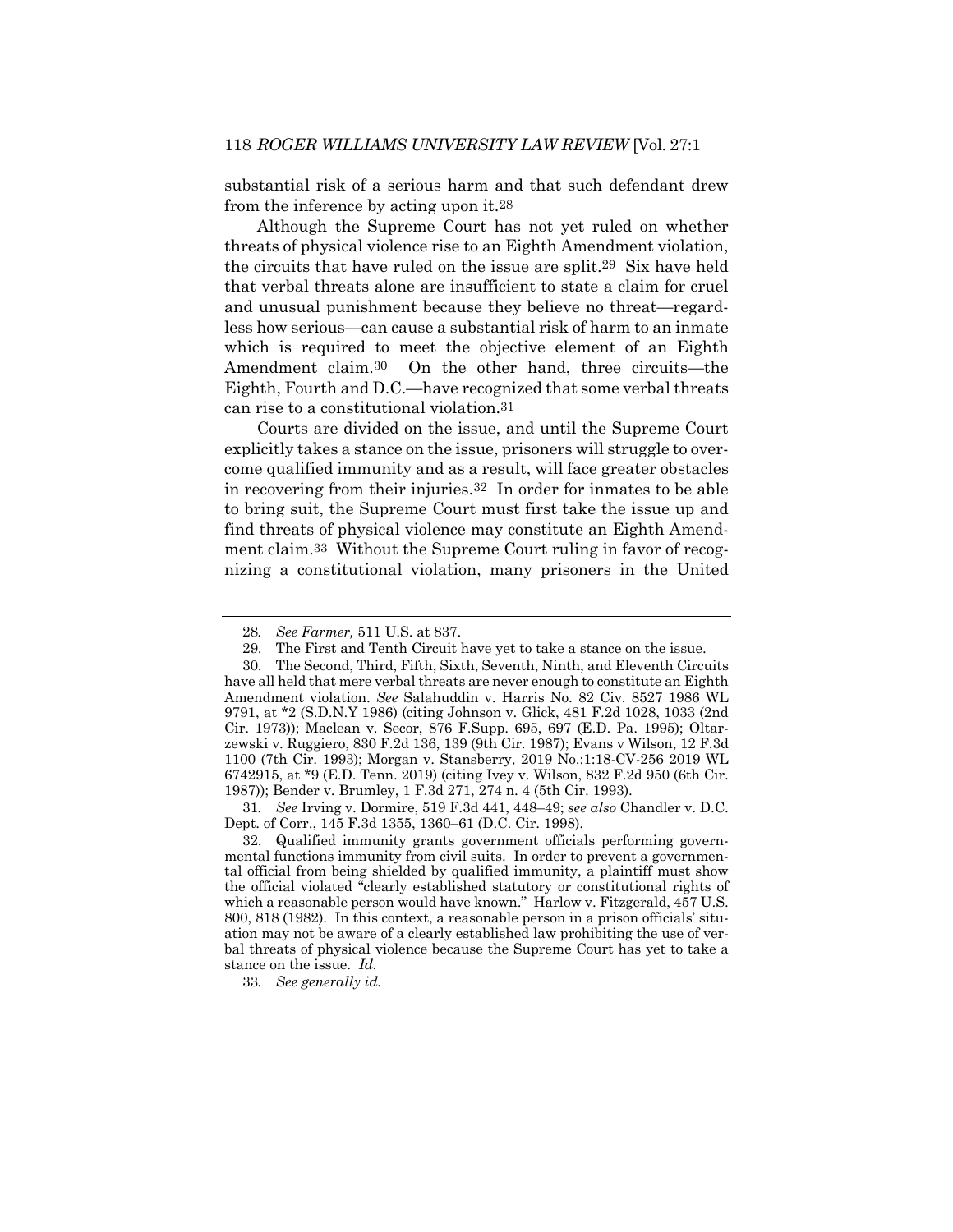substantial risk of a serious harm and that such defendant drew from the inference by acting upon it.[28]

Although the Supreme Court has not yet ruled on whether threats of physical violence rise to an Eighth Amendment violation, the circuits that have ruled on the issue are split.[29] Six have held that verbal threats alone are insufficient to state a claim for cruel and unusual punishment because they believe no threat—regardless how serious—can cause a substantial risk of harm to an inmate which is required to meet the objective element of an Eighth Amendment claim.[30] On the other hand, three circuits—the Eighth, Fourth and D.C.—have recognized that some verbal threats can rise to a constitutional violation.[31]

Courts are divided on the issue, and until the Supreme Court explicitly takes a stance on the issue, prisoners will struggle to overcome qualified immunity and as a result, will face greater obstacles in recovering from their injuries.[32] In order for inmates to be able to bring suit, the Supreme Court must first take the issue up and find threats of physical violence may constitute an Eighth Amendment claim.[33] Without the Supreme Court ruling in favor of recognizing a constitutional violation, many prisoners in the United

---

28. *See Farmer,* 511 U.S. at 837.

29. The First and Tenth Circuit have yet to take a stance on the issue.

30. The Second, Third, Fifth, Sixth, Seventh, Ninth, and Eleventh Circuits have all held that mere verbal threats are never enough to constitute an Eighth Amendment violation. *See* Salahuddin v. Harris No. 82 Civ. 8527 1986 WL 9791, at *2 (S.D.N.Y 1986) (citing Johnson v. Glick, 481 F.2d 1028, 1033 (2nd Cir. 1973)); Maclean v. Secor, 876 F.Supp. 695, 697 (E.D. Pa. 1995); Oltarzewski v. Ruggiero, 830 F.2d 136, 139 (9th Cir. 1987); Evans v Wilson, 12 F.3d 1100 (7th Cir. 1993); Morgan v. Stansberry, 2019 No.:1:18-CV-256 2019 WL 6742915, at *9 (E.D. Tenn. 2019) (citing Ivey v. Wilson, 832 F.2d 950 (6th Cir. 1987)); Bender v. Brumley, 1 F.3d 271, 274 n. 4 (5th Cir. 1993).

31. *See* Irving v. Dormire, 519 F.3d 441, 448–49; *see also* Chandler v. D.C. Dept. of Corr., 145 F.3d 1355, 1360–61 (D.C. Cir. 1998).

32. Qualified immunity grants government officials performing governmental functions immunity from civil suits. In order to prevent a governmental official from being shielded by qualified immunity, a plaintiff must show the official violated "clearly established statutory or constitutional rights of which a reasonable person would have known." Harlow v. Fitzgerald, 457 U.S. 800, 818 (1982). In this context, a reasonable person in a prison officials' situation may not be aware of a clearly established law prohibiting the use of verbal threats of physical violence because the Supreme Court has yet to take a stance on the issue. *Id.*

33. *See generally id.*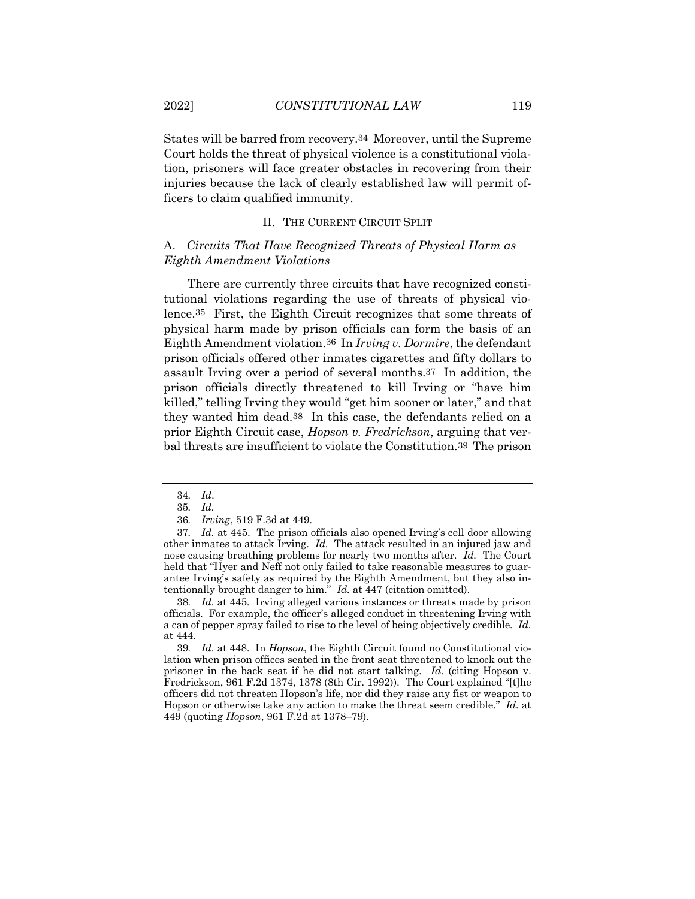States will be barred from recovery.[34] Moreover, until the Supreme Court holds the threat of physical violence is a constitutional violation, prisoners will face greater obstacles in recovering from their injuries because the lack of clearly established law will permit officers to claim qualified immunity.

## II. The Current Circuit Split

### A. *Circuits That Have Recognized Threats of Physical Harm as Eighth Amendment Violations*

There are currently three circuits that have recognized constitutional violations regarding the use of threats of physical violence.[35] First, the Eighth Circuit recognizes that some threats of physical harm made by prison officials can form the basis of an Eighth Amendment violation.[36] In *Irving v. Dormire*, the defendant prison officials offered other inmates cigarettes and fifty dollars to assault Irving over a period of several months.[37] In addition, the prison officials directly threatened to kill Irving or "have him killed," telling Irving they would "get him sooner or later," and that they wanted him dead.[38] In this case, the defendants relied on a prior Eighth Circuit case, *Hopson v. Fredrickson*, arguing that verbal threats are insufficient to violate the Constitution.[39] The prison

---

34. *Id*.

35. *Id.*

36. *Irving*, 519 F.3d at 449.

37. *Id.* at 445. The prison officials also opened Irving's cell door allowing other inmates to attack Irving. *Id.* The attack resulted in an injured jaw and nose causing breathing problems for nearly two months after. *Id.* The Court held that "Hyer and Neff not only failed to take reasonable measures to guarantee Irving's safety as required by the Eighth Amendment, but they also intentionally brought danger to him." *Id.* at 447 (citation omitted).

38. *Id.* at 445. Irving alleged various instances or threats made by prison officials. For example, the officer's alleged conduct in threatening Irving with a can of pepper spray failed to rise to the level of being objectively credible. *Id.* at 444.

39. *Id.* at 448. In *Hopson*, the Eighth Circuit found no Constitutional violation when prison offices seated in the front seat threatened to knock out the prisoner in the back seat if he did not start talking. *Id.* (citing Hopson v. Fredrickson, 961 F.2d 1374, 1378 (8th Cir. 1992)). The Court explained "[t]he officers did not threaten Hopson's life, nor did they raise any fist or weapon to Hopson or otherwise take any action to make the threat seem credible." *Id.* at 449 (quoting *Hopson*, 961 F.2d at 1378–79).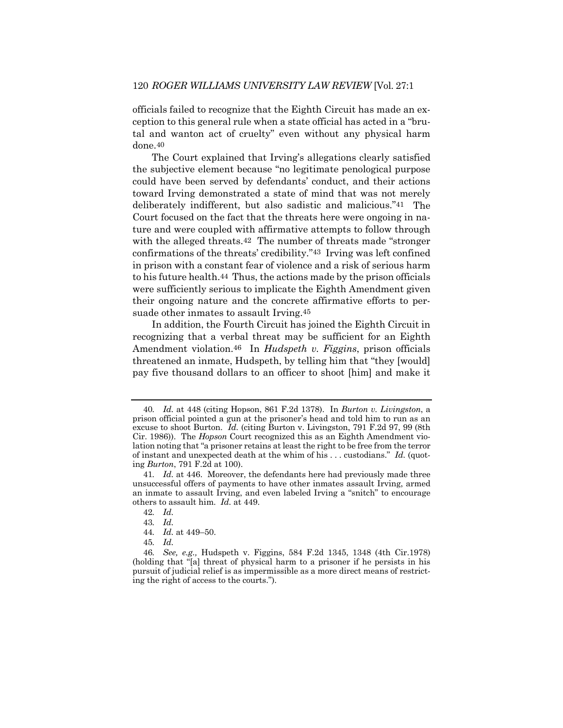officials failed to recognize that the Eighth Circuit has made an exception to this general rule when a state official has acted in a "brutal and wanton act of cruelty" even without any physical harm done.[40]

The Court explained that Irving's allegations clearly satisfied the subjective element because "no legitimate penological purpose could have been served by defendants' conduct, and their actions toward Irving demonstrated a state of mind that was not merely deliberately indifferent, but also sadistic and malicious."[41] The Court focused on the fact that the threats here were ongoing in nature and were coupled with affirmative attempts to follow through with the alleged threats.[42] The number of threats made "stronger confirmations of the threats' credibility."[43] Irving was left confined in prison with a constant fear of violence and a risk of serious harm to his future health.[44] Thus, the actions made by the prison officials were sufficiently serious to implicate the Eighth Amendment given their ongoing nature and the concrete affirmative efforts to persuade other inmates to assault Irving.[45]

In addition, the Fourth Circuit has joined the Eighth Circuit in recognizing that a verbal threat may be sufficient for an Eighth Amendment violation.[46] In *Hudspeth v. Figgins*, prison officials threatened an inmate, Hudspeth, by telling him that "they [would] pay five thousand dollars to an officer to shoot [him] and make it

---

40. *Id.* at 448 (citing Hopson, 861 F.2d 1378). In *Burton v. Livingston*, a prison official pointed a gun at the prisoner's head and told him to run as an excuse to shoot Burton. *Id.* (citing Burton v. Livingston, 791 F.2d 97, 99 (8th Cir. 1986)). The *Hopson* Court recognized this as an Eighth Amendment violation noting that "a prisoner retains at least the right to be free from the terror of instant and unexpected death at the whim of his . . . custodians." *Id.* (quoting *Burton*, 791 F.2d at 100).

41. *Id.* at 446. Moreover, the defendants here had previously made three unsuccessful offers of payments to have other inmates assault Irving, armed an inmate to assault Irving, and even labeled Irving a "snitch" to encourage others to assault him. *Id.* at 449.

42. *Id.*

43. *Id.*

44. *Id.* at 449–50.

45. *Id.*

46. *See, e.g.,* Hudspeth v. Figgins, 584 F.2d 1345, 1348 (4th Cir.1978) (holding that "[a] threat of physical harm to a prisoner if he persists in his pursuit of judicial relief is as impermissible as a more direct means of restricting the right of access to the courts.").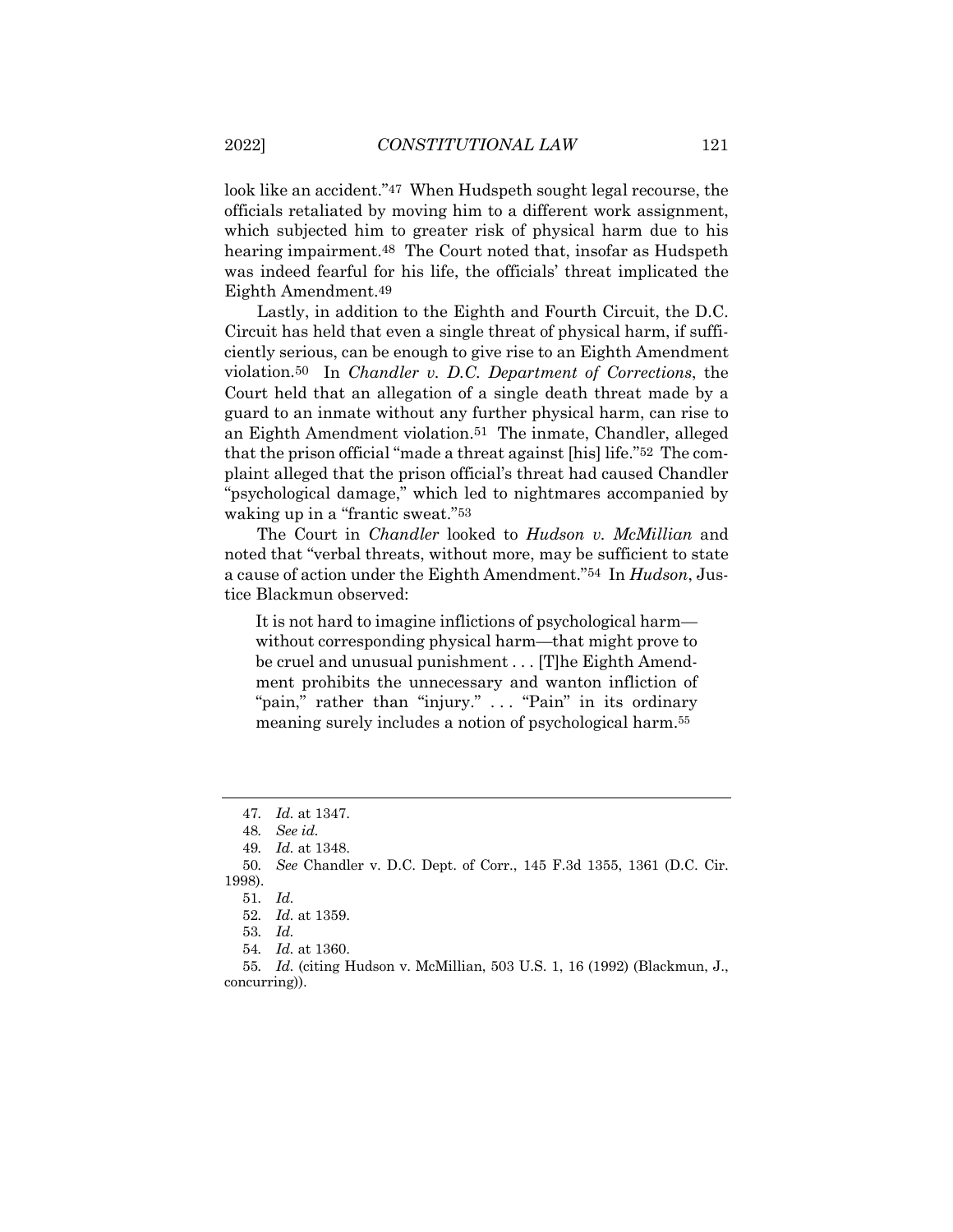look like an accident."[47] When Hudspeth sought legal recourse, the officials retaliated by moving him to a different work assignment, which subjected him to greater risk of physical harm due to his hearing impairment.[48] The Court noted that, insofar as Hudspeth was indeed fearful for his life, the officials' threat implicated the Eighth Amendment.[49]

Lastly, in addition to the Eighth and Fourth Circuit, the D.C. Circuit has held that even a single threat of physical harm, if sufficiently serious, can be enough to give rise to an Eighth Amendment violation.[50] In *Chandler v. D.C. Department of Corrections*, the Court held that an allegation of a single death threat made by a guard to an inmate without any further physical harm, can rise to an Eighth Amendment violation.[51] The inmate, Chandler, alleged that the prison official "made a threat against [his] life."[52] The complaint alleged that the prison official's threat had caused Chandler "psychological damage," which led to nightmares accompanied by waking up in a "frantic sweat."[53]

The Court in *Chandler* looked to *Hudson v. McMillian* and noted that "verbal threats, without more, may be sufficient to state a cause of action under the Eighth Amendment."[54] In *Hudson*, Justice Blackmun observed:

> It is not hard to imagine inflictions of psychological harm—without corresponding physical harm—that might prove to be cruel and unusual punishment . . . [T]he Eighth Amendment prohibits the unnecessary and wanton infliction of "pain," rather than "injury." . . . "Pain" in its ordinary meaning surely includes a notion of psychological harm.[55]

---

47. *Id.* at 1347.

48. *See id.*

49. *Id.* at 1348.

50. *See* Chandler v. D.C. Dept. of Corr., 145 F.3d 1355, 1361 (D.C. Cir. 1998).

51. *Id.*

52. *Id.* at 1359.

53. *Id.*

54. *Id.* at 1360.

55. *Id.* (citing Hudson v. McMillian, 503 U.S. 1, 16 (1992) (Blackmun, J., concurring)).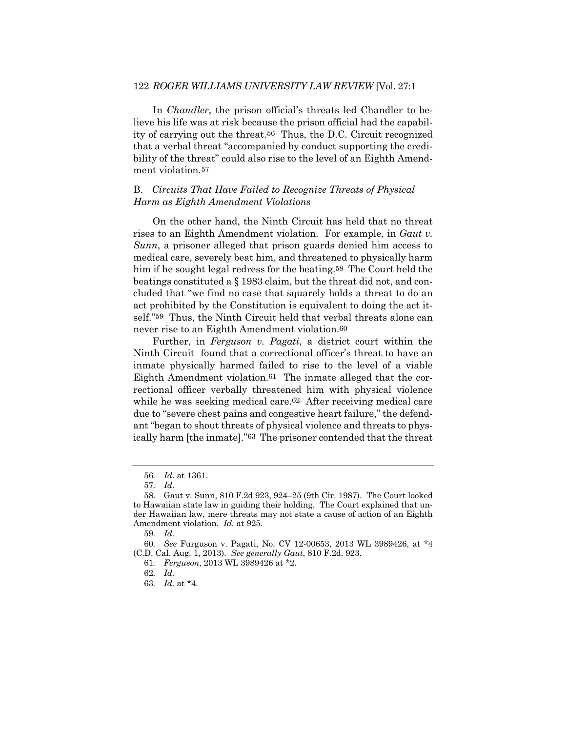In *Chandler*, the prison official's threats led Chandler to believe his life was at risk because the prison official had the capability of carrying out the threat.[56] Thus, the D.C. Circuit recognized that a verbal threat "accompanied by conduct supporting the credibility of the threat" could also rise to the level of an Eighth Amendment violation.[57]

## B. *Circuits That Have Failed to Recognize Threats of Physical Harm as Eighth Amendment Violations*

On the other hand, the Ninth Circuit has held that no threat rises to an Eighth Amendment violation. For example, in *Gaut v. Sunn*, a prisoner alleged that prison guards denied him access to medical care, severely beat him, and threatened to physically harm him if he sought legal redress for the beating.[58] The Court held the beatings constituted a § 1983 claim, but the threat did not, and concluded that "we find no case that squarely holds a threat to do an act prohibited by the Constitution is equivalent to doing the act itself."[59] Thus, the Ninth Circuit held that verbal threats alone can never rise to an Eighth Amendment violation.[60]

Further, in *Ferguson v. Pagati*, a district court within the Ninth Circuit found that a correctional officer's threat to have an inmate physically harmed failed to rise to the level of a viable Eighth Amendment violation.[61] The inmate alleged that the correctional officer verbally threatened him with physical violence while he was seeking medical care.[62] After receiving medical care due to "severe chest pains and congestive heart failure," the defendant "began to shout threats of physical violence and threats to physically harm [the inmate]."[63] The prisoner contended that the threat

---

56. *Id.* at 1361.

57. *Id.*

58. Gaut v. Sunn, 810 F.2d 923, 924–25 (9th Cir. 1987). The Court looked to Hawaiian state law in guiding their holding. The Court explained that under Hawaiian law, mere threats may not state a cause of action of an Eighth Amendment violation. *Id.* at 925.

59. *Id.*

60. *See* Furguson v. Pagati, No. CV 12-00653, 2013 WL 3989426, at \*4 (C.D. Cal. Aug. 1, 2013). *See generally Gaut*, 810 F.2d. 923.

61. *Ferguson*, 2013 WL 3989426 at \*2.

62. *Id.*

63. *Id.* at \*4.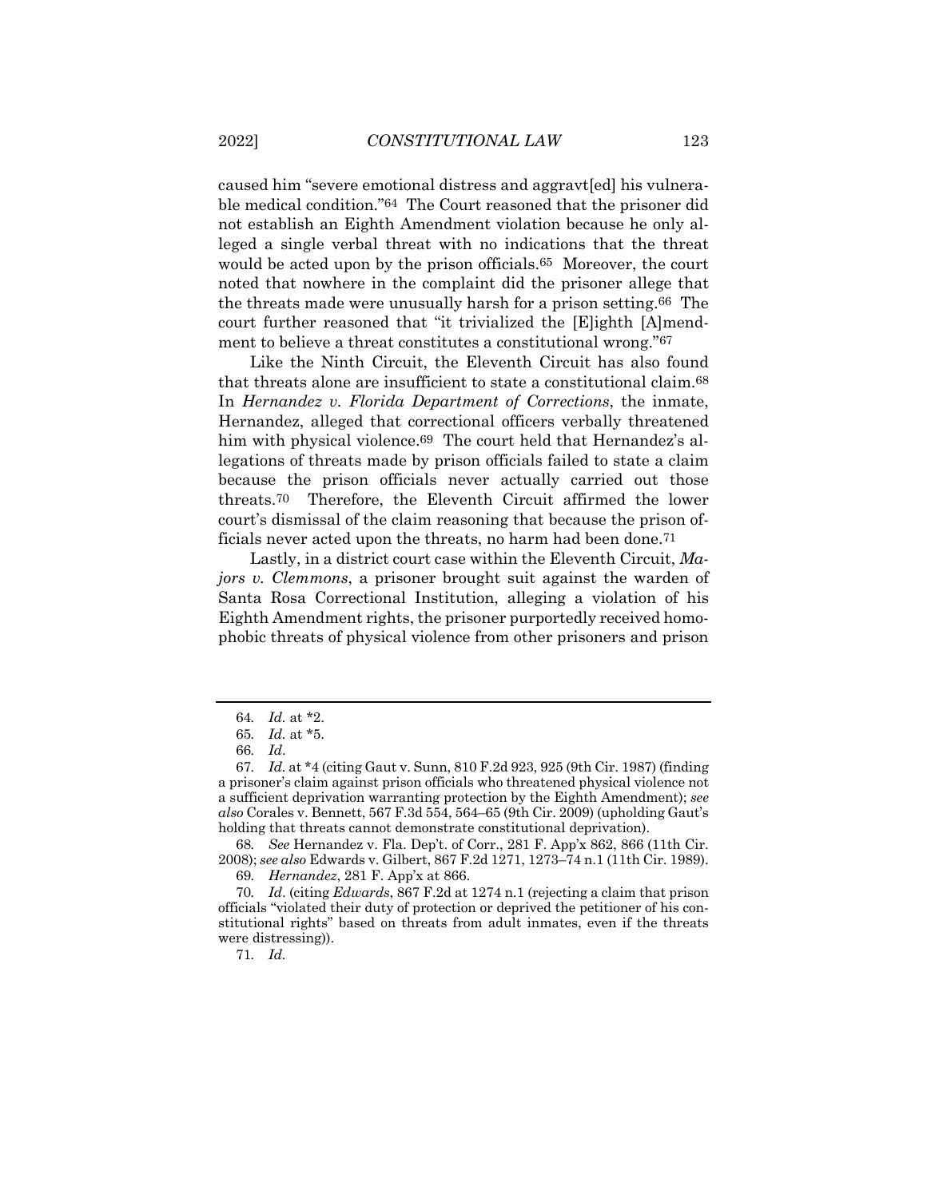caused him "severe emotional distress and aggravt[ed] his vulnerable medical condition."[64] The Court reasoned that the prisoner did not establish an Eighth Amendment violation because he only alleged a single verbal threat with no indications that the threat would be acted upon by the prison officials.[65] Moreover, the court noted that nowhere in the complaint did the prisoner allege that the threats made were unusually harsh for a prison setting.[66] The court further reasoned that "it trivialized the [E]ighth [A]mendment to believe a threat constitutes a constitutional wrong."[67]

Like the Ninth Circuit, the Eleventh Circuit has also found that threats alone are insufficient to state a constitutional claim.[68] In *Hernandez v. Florida Department of Corrections*, the inmate, Hernandez, alleged that correctional officers verbally threatened him with physical violence.[69] The court held that Hernandez's allegations of threats made by prison officials failed to state a claim because the prison officials never actually carried out those threats.[70] Therefore, the Eleventh Circuit affirmed the lower court's dismissal of the claim reasoning that because the prison officials never acted upon the threats, no harm had been done.[71]

Lastly, in a district court case within the Eleventh Circuit, *Majors v. Clemmons*, a prisoner brought suit against the warden of Santa Rosa Correctional Institution, alleging a violation of his Eighth Amendment rights, the prisoner purportedly received homophobic threats of physical violence from other prisoners and prison

---

64. *Id.* at *2.

65. *Id.* at *5.

66. *Id*.

67. *Id.* at *4 (citing Gaut v. Sunn, 810 F.2d 923, 925 (9th Cir. 1987) (finding a prisoner's claim against prison officials who threatened physical violence not a sufficient deprivation warranting protection by the Eighth Amendment); *see also* Corales v. Bennett, 567 F.3d 554, 564–65 (9th Cir. 2009) (upholding Gaut's holding that threats cannot demonstrate constitutional deprivation).

68. *See* Hernandez v. Fla. Dep't. of Corr., 281 F. App'x 862, 866 (11th Cir. 2008); *see also* Edwards v. Gilbert, 867 F.2d 1271, 1273–74 n.1 (11th Cir. 1989).

69. *Hernandez*, 281 F. App'x at 866.

70. *Id*. (citing *Edwards*, 867 F.2d at 1274 n.1 (rejecting a claim that prison officials "violated their duty of protection or deprived the petitioner of his constitutional rights" based on threats from adult inmates, even if the threats were distressing)).

71. *Id.*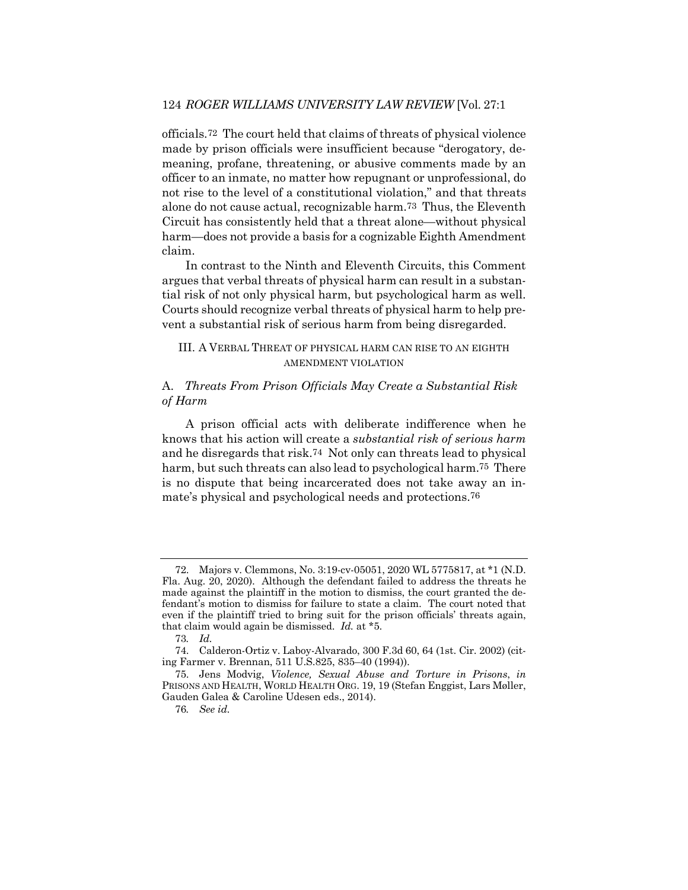officials.[72] The court held that claims of threats of physical violence made by prison officials were insufficient because "derogatory, demeaning, profane, threatening, or abusive comments made by an officer to an inmate, no matter how repugnant or unprofessional, do not rise to the level of a constitutional violation," and that threats alone do not cause actual, recognizable harm.[73] Thus, the Eleventh Circuit has consistently held that a threat alone—without physical harm—does not provide a basis for a cognizable Eighth Amendment claim.

In contrast to the Ninth and Eleventh Circuits, this Comment argues that verbal threats of physical harm can result in a substantial risk of not only physical harm, but psychological harm as well. Courts should recognize verbal threats of physical harm to help prevent a substantial risk of serious harm from being disregarded.

## III. A VERBAL THREAT OF PHYSICAL HARM CAN RISE TO AN EIGHTH AMENDMENT VIOLATION

### A. *Threats From Prison Officials May Create a Substantial Risk of Harm*

A prison official acts with deliberate indifference when he knows that his action will create a *substantial risk of serious harm* and he disregards that risk.[74] Not only can threats lead to physical harm, but such threats can also lead to psychological harm.[75] There is no dispute that being incarcerated does not take away an inmate's physical and psychological needs and protections.[76]

---

72. Majors v. Clemmons, No. 3:19-cv-05051, 2020 WL 5775817, at *1 (N.D. Fla. Aug. 20, 2020). Although the defendant failed to address the threats he made against the plaintiff in the motion to dismiss, the court granted the defendant's motion to dismiss for failure to state a claim. The court noted that even if the plaintiff tried to bring suit for the prison officials' threats again, that claim would again be dismissed. *Id.* at *5.

73. *Id.*

74. Calderon-Ortiz v. Laboy-Alvarado, 300 F.3d 60, 64 (1st. Cir. 2002) (citing Farmer v. Brennan, 511 U.S.825, 835–40 (1994)).

75. Jens Modvig, *Violence, Sexual Abuse and Torture in Prisons*, *in* PRISONS AND HEALTH, WORLD HEALTH ORG. 19, 19 (Stefan Enggist, Lars Møller, Gauden Galea & Caroline Udesen eds., 2014).

76. *See id.*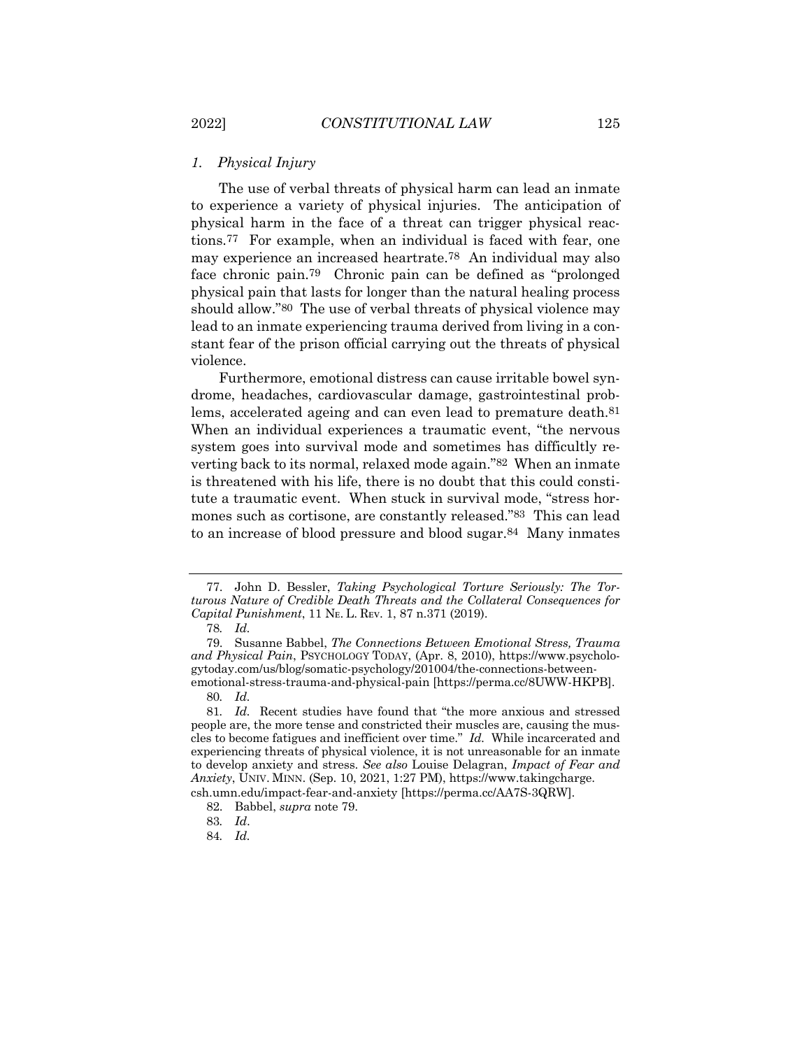### *1. Physical Injury*

The use of verbal threats of physical harm can lead an inmate to experience a variety of physical injuries. The anticipation of physical harm in the face of a threat can trigger physical reactions.[77] For example, when an individual is faced with fear, one may experience an increased heartrate.[78] An individual may also face chronic pain.[79] Chronic pain can be defined as "prolonged physical pain that lasts for longer than the natural healing process should allow."[80] The use of verbal threats of physical violence may lead to an inmate experiencing trauma derived from living in a constant fear of the prison official carrying out the threats of physical violence.

Furthermore, emotional distress can cause irritable bowel syndrome, headaches, cardiovascular damage, gastrointestinal problems, accelerated ageing and can even lead to premature death.[81] When an individual experiences a traumatic event, "the nervous system goes into survival mode and sometimes has difficultly reverting back to its normal, relaxed mode again."[82] When an inmate is threatened with his life, there is no doubt that this could constitute a traumatic event. When stuck in survival mode, "stress hormones such as cortisone, are constantly released."[83] This can lead to an increase of blood pressure and blood sugar.[84] Many inmates

---

77. John D. Bessler, *Taking Psychological Torture Seriously: The Torturous Nature of Credible Death Threats and the Collateral Consequences for Capital Punishment*, 11 NE. L. REV. 1, 87 n.371 (2019).

78. *Id.*

79. Susanne Babbel, *The Connections Between Emotional Stress, Trauma and Physical Pain*, PSYCHOLOGY TODAY, (Apr. 8, 2010), https://www.psychologytoday.com/us/blog/somatic-psychology/201004/the-connections-between-emotional-stress-trauma-and-physical-pain [https://perma.cc/8UWW-HKPB].

80. *Id.*

81. *Id.* Recent studies have found that "the more anxious and stressed people are, the more tense and constricted their muscles are, causing the muscles to become fatigues and inefficient over time." *Id.* While incarcerated and experiencing threats of physical violence, it is not unreasonable for an inmate to develop anxiety and stress. *See also* Louise Delagran, *Impact of Fear and Anxiety*, UNIV. MINN. (Sep. 10, 2021, 1:27 PM), https://www.takingcharge.csh.umn.edu/impact-fear-and-anxiety [https://perma.cc/AA7S-3QRW].

82. Babbel, *supra* note 79.

83. *Id*.

84. *Id.*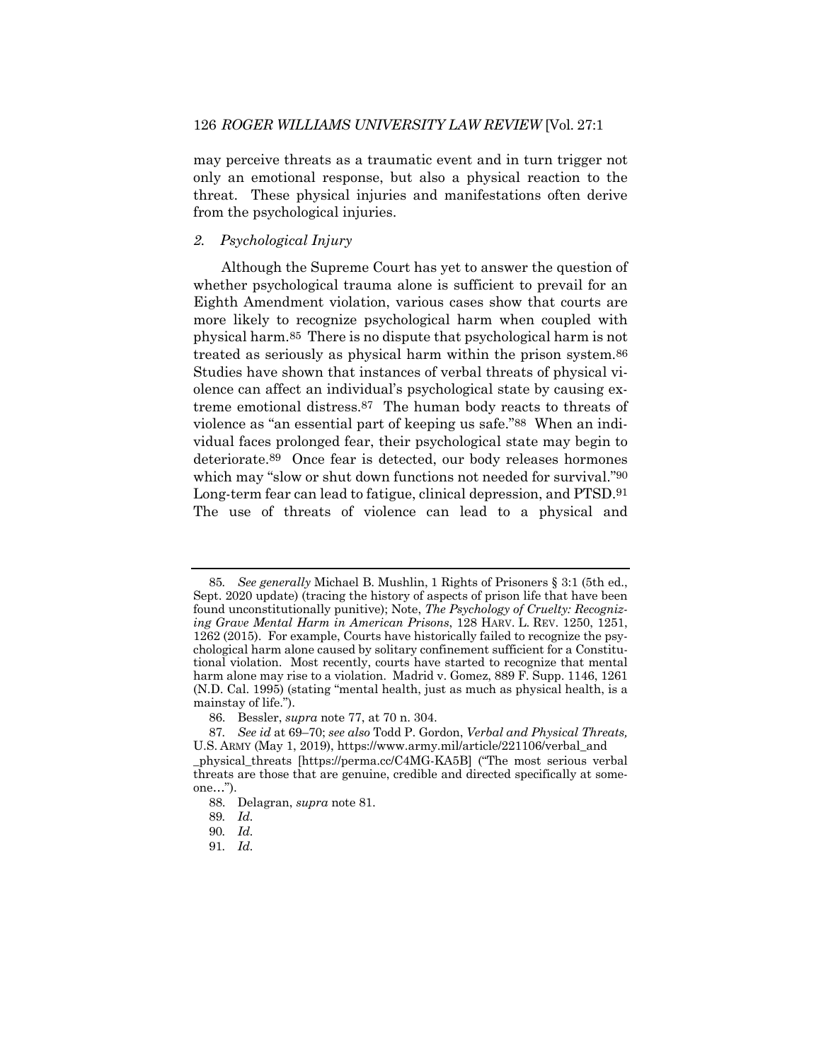may perceive threats as a traumatic event and in turn trigger not only an emotional response, but also a physical reaction to the threat. These physical injuries and manifestations often derive from the psychological injuries.

### *2. Psychological Injury*

Although the Supreme Court has yet to answer the question of whether psychological trauma alone is sufficient to prevail for an Eighth Amendment violation, various cases show that courts are more likely to recognize psychological harm when coupled with physical harm.[85] There is no dispute that psychological harm is not treated as seriously as physical harm within the prison system.[86] Studies have shown that instances of verbal threats of physical violence can affect an individual's psychological state by causing extreme emotional distress.[87] The human body reacts to threats of violence as "an essential part of keeping us safe."[88] When an individual faces prolonged fear, their psychological state may begin to deteriorate.[89] Once fear is detected, our body releases hormones which may "slow or shut down functions not needed for survival."[90] Long-term fear can lead to fatigue, clinical depression, and PTSD.[91] The use of threats of violence can lead to a physical and

---

85. *See generally* Michael B. Mushlin, 1 Rights of Prisoners § 3:1 (5th ed., Sept. 2020 update) (tracing the history of aspects of prison life that have been found unconstitutionally punitive); Note, *The Psychology of Cruelty: Recognizing Grave Mental Harm in American Prisons*, 128 HARV. L. REV. 1250, 1251, 1262 (2015). For example, Courts have historically failed to recognize the psychological harm alone caused by solitary confinement sufficient for a Constitutional violation. Most recently, courts have started to recognize that mental harm alone may rise to a violation. Madrid v. Gomez, 889 F. Supp. 1146, 1261 (N.D. Cal. 1995) (stating "mental health, just as much as physical health, is a mainstay of life.").

86. Bessler, *supra* note 77, at 70 n. 304.

87. *See id* at 69–70; *see also* Todd P. Gordon, *Verbal and Physical Threats,* U.S. ARMY (May 1, 2019), https://www.army.mil/article/221106/verbal_and_physical_threats [https://perma.cc/C4MG-KA5B] ("The most serious verbal threats are those that are genuine, credible and directed specifically at someone…").

88. Delagran, *supra* note 81.

89. *Id.*

90. *Id.*

91. *Id.*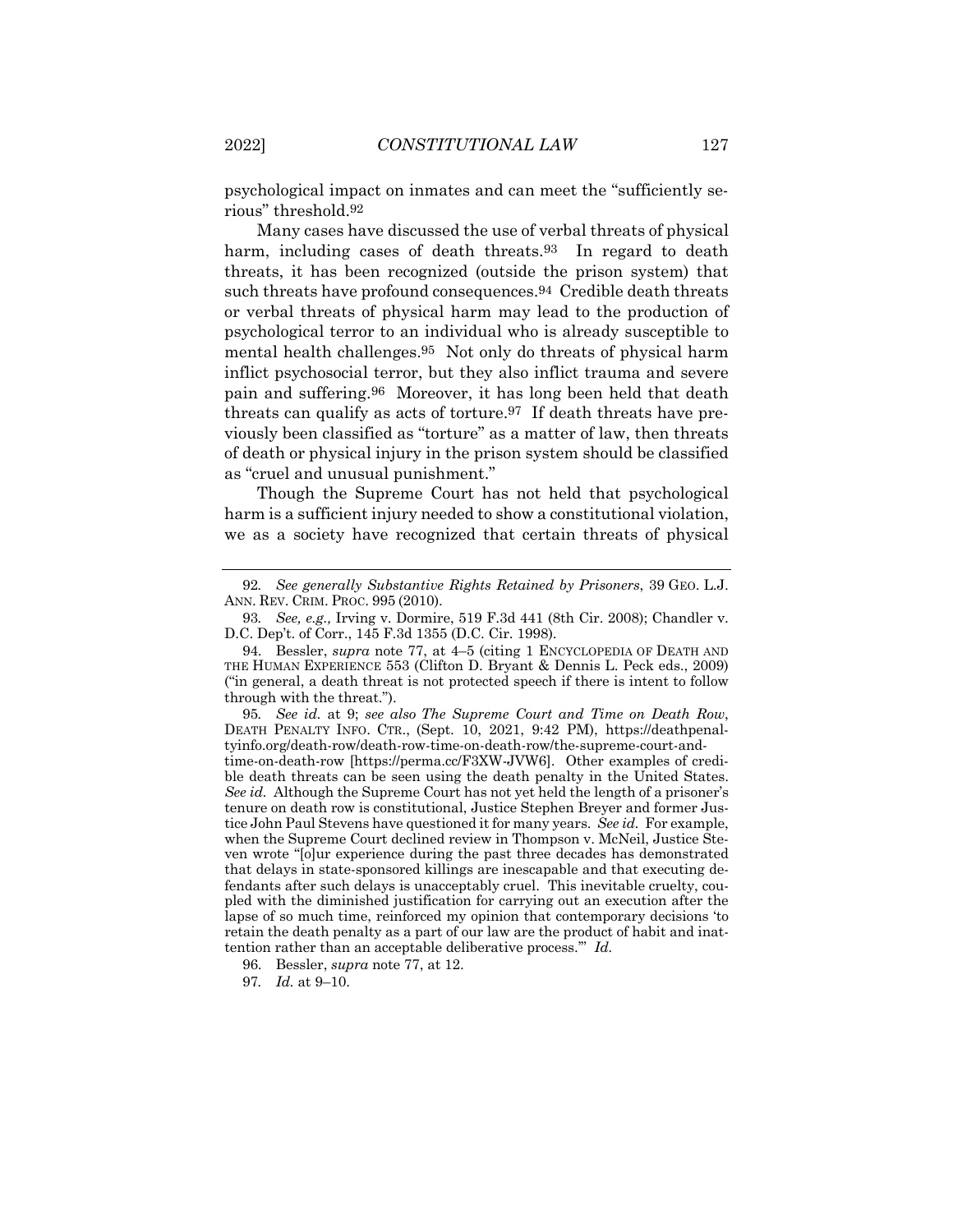psychological impact on inmates and can meet the "sufficiently serious" threshold.[92]

Many cases have discussed the use of verbal threats of physical harm, including cases of death threats.[93] In regard to death threats, it has been recognized (outside the prison system) that such threats have profound consequences.[94] Credible death threats or verbal threats of physical harm may lead to the production of psychological terror to an individual who is already susceptible to mental health challenges.[95] Not only do threats of physical harm inflict psychosocial terror, but they also inflict trauma and severe pain and suffering.[96] Moreover, it has long been held that death threats can qualify as acts of torture.[97] If death threats have previously been classified as "torture" as a matter of law, then threats of death or physical injury in the prison system should be classified as "cruel and unusual punishment."

Though the Supreme Court has not held that psychological harm is a sufficient injury needed to show a constitutional violation, we as a society have recognized that certain threats of physical

---

92. *See generally Substantive Rights Retained by Prisoners*, 39 GEO. L.J. ANN. REV. CRIM. PROC. 995 (2010).

93. *See, e.g.,* Irving v. Dormire, 519 F.3d 441 (8th Cir. 2008); Chandler v. D.C. Dep't. of Corr., 145 F.3d 1355 (D.C. Cir. 1998).

94. Bessler, *supra* note 77, at 4–5 (citing 1 ENCYCLOPEDIA OF DEATH AND THE HUMAN EXPERIENCE 553 (Clifton D. Bryant & Dennis L. Peck eds., 2009) ("in general, a death threat is not protected speech if there is intent to follow through with the threat.").

95. *See id.* at 9; *see also The Supreme Court and Time on Death Row*, DEATH PENALTY INFO. CTR., (Sept. 10, 2021, 9:42 PM), https://deathpenaltyinfo.org/death-row/death-row-time-on-death-row/the-supreme-court-and-time-on-death-row [https://perma.cc/F3XW-JVW6]. Other examples of credible death threats can be seen using the death penalty in the United States. *See id.* Although the Supreme Court has not yet held the length of a prisoner's tenure on death row is constitutional, Justice Stephen Breyer and former Justice John Paul Stevens have questioned it for many years. *See id.* For example, when the Supreme Court declined review in Thompson v. McNeil, Justice Steven wrote "[o]ur experience during the past three decades has demonstrated that delays in state-sponsored killings are inescapable and that executing defendants after such delays is unacceptably cruel. This inevitable cruelty, coupled with the diminished justification for carrying out an execution after the lapse of so much time, reinforced my opinion that contemporary decisions 'to retain the death penalty as a part of our law are the product of habit and inattention rather than an acceptable deliberative process.'" *Id.*

96. Bessler, *supra* note 77, at 12.

97. *Id.* at 9–10.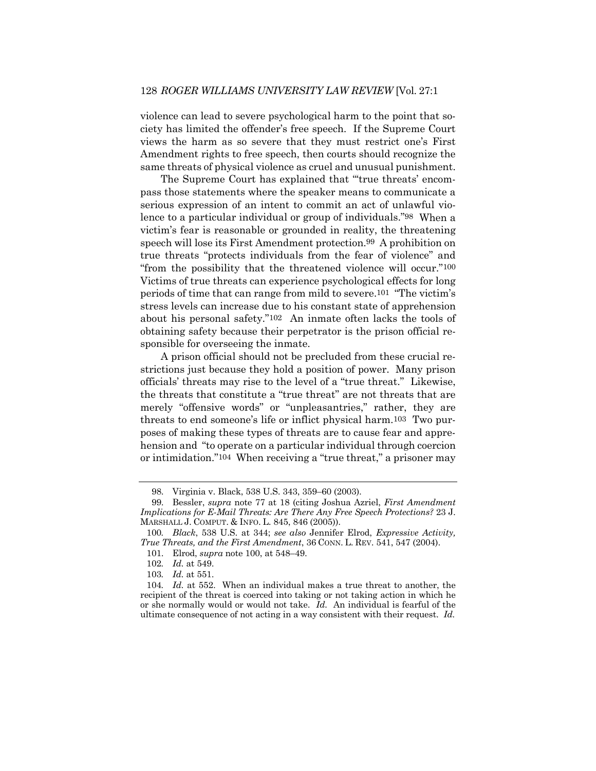violence can lead to severe psychological harm to the point that society has limited the offender's free speech. If the Supreme Court views the harm as so severe that they must restrict one's First Amendment rights to free speech, then courts should recognize the same threats of physical violence as cruel and unusual punishment.

The Supreme Court has explained that "'true threats' encompass those statements where the speaker means to communicate a serious expression of an intent to commit an act of unlawful violence to a particular individual or group of individuals."[98] When a victim's fear is reasonable or grounded in reality, the threatening speech will lose its First Amendment protection.[99] A prohibition on true threats "protects individuals from the fear of violence" and "from the possibility that the threatened violence will occur."[100] Victims of true threats can experience psychological effects for long periods of time that can range from mild to severe.[101] "The victim's stress levels can increase due to his constant state of apprehension about his personal safety."[102] An inmate often lacks the tools of obtaining safety because their perpetrator is the prison official responsible for overseeing the inmate.

A prison official should not be precluded from these crucial restrictions just because they hold a position of power. Many prison officials' threats may rise to the level of a "true threat." Likewise, the threats that constitute a "true threat" are not threats that are merely "offensive words" or "unpleasantries," rather, they are threats to end someone's life or inflict physical harm.[103] Two purposes of making these types of threats are to cause fear and apprehension and "to operate on a particular individual through coercion or intimidation."[104] When receiving a "true threat," a prisoner may

---

98. Virginia v. Black, 538 U.S. 343, 359–60 (2003).

99. Bessler, *supra* note 77 at 18 (citing Joshua Azriel, *First Amendment Implications for E-Mail Threats: Are There Any Free Speech Protections?* 23 J. MARSHALL J. COMPUT. & INFO. L. 845, 846 (2005)).

100. *Black*, 538 U.S. at 344; *see also* Jennifer Elrod, *Expressive Activity, True Threats, and the First Amendment*, 36 CONN. L. REV. 541, 547 (2004).

101. Elrod, *supra* note 100, at 548–49.

102. *Id.* at 549.

103. *Id.* at 551.

104. *Id.* at 552. When an individual makes a true threat to another, the recipient of the threat is coerced into taking or not taking action in which he or she normally would or would not take. *Id.* An individual is fearful of the ultimate consequence of not acting in a way consistent with their request. *Id.*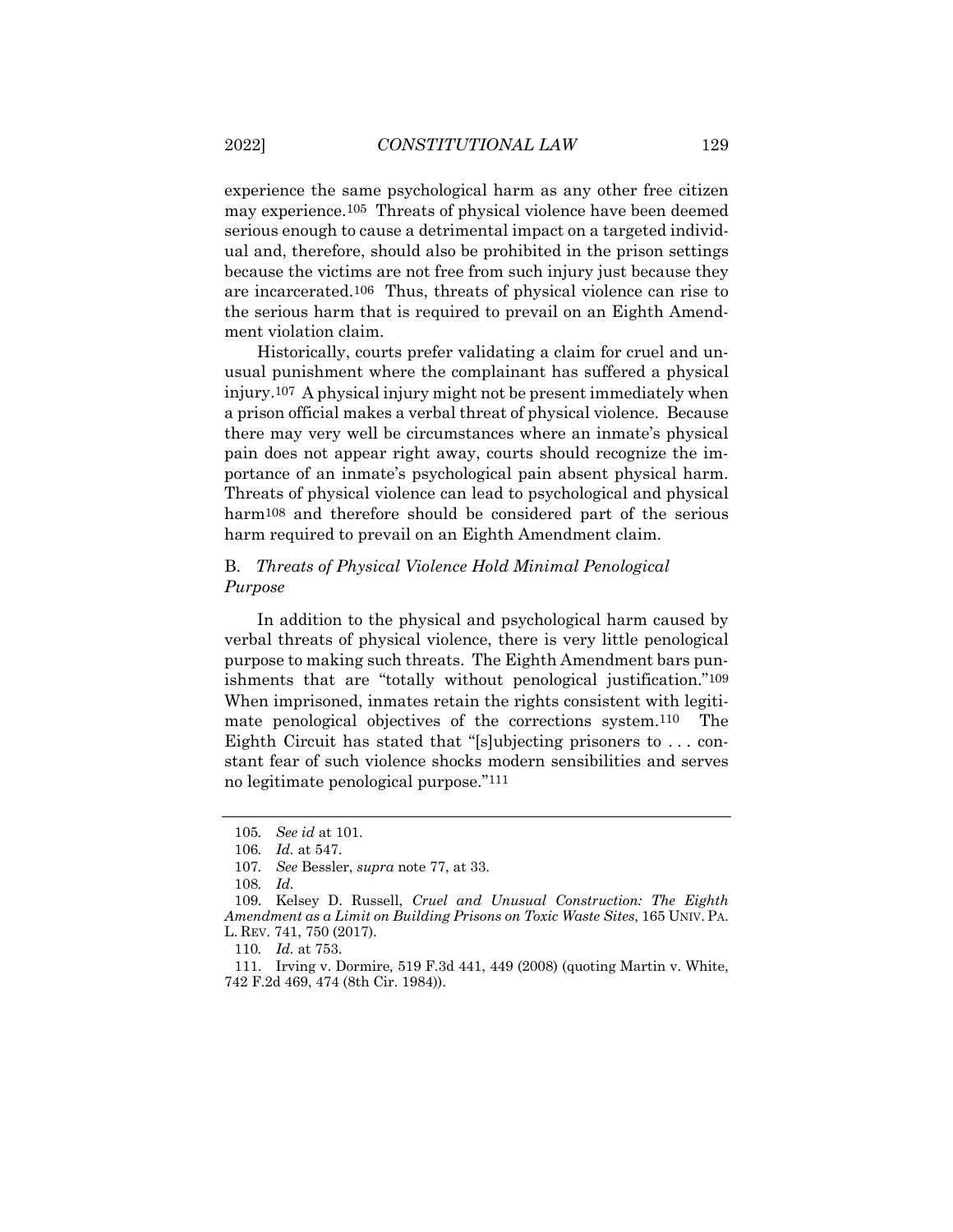experience the same psychological harm as any other free citizen may experience.[105] Threats of physical violence have been deemed serious enough to cause a detrimental impact on a targeted individual and, therefore, should also be prohibited in the prison settings because the victims are not free from such injury just because they are incarcerated.[106] Thus, threats of physical violence can rise to the serious harm that is required to prevail on an Eighth Amendment violation claim.

Historically, courts prefer validating a claim for cruel and unusual punishment where the complainant has suffered a physical injury.[107] A physical injury might not be present immediately when a prison official makes a verbal threat of physical violence. Because there may very well be circumstances where an inmate's physical pain does not appear right away, courts should recognize the importance of an inmate's psychological pain absent physical harm. Threats of physical violence can lead to psychological and physical harm[108] and therefore should be considered part of the serious harm required to prevail on an Eighth Amendment claim.

## B. *Threats of Physical Violence Hold Minimal Penological Purpose*

In addition to the physical and psychological harm caused by verbal threats of physical violence, there is very little penological purpose to making such threats. The Eighth Amendment bars punishments that are "totally without penological justification."[109] When imprisoned, inmates retain the rights consistent with legitimate penological objectives of the corrections system.[110] The Eighth Circuit has stated that "[s]ubjecting prisoners to . . . constant fear of such violence shocks modern sensibilities and serves no legitimate penological purpose."[111]

---

105. *See id* at 101.

106. *Id.* at 547.

107. *See* Bessler, *supra* note 77, at 33.

108. *Id.*

109. Kelsey D. Russell, *Cruel and Unusual Construction: The Eighth Amendment as a Limit on Building Prisons on Toxic Waste Sites*, 165 UNIV. PA. L. REV. 741, 750 (2017).

110. *Id.* at 753.

111. Irving v. Dormire, 519 F.3d 441, 449 (2008) (quoting Martin v. White, 742 F.2d 469, 474 (8th Cir. 1984)).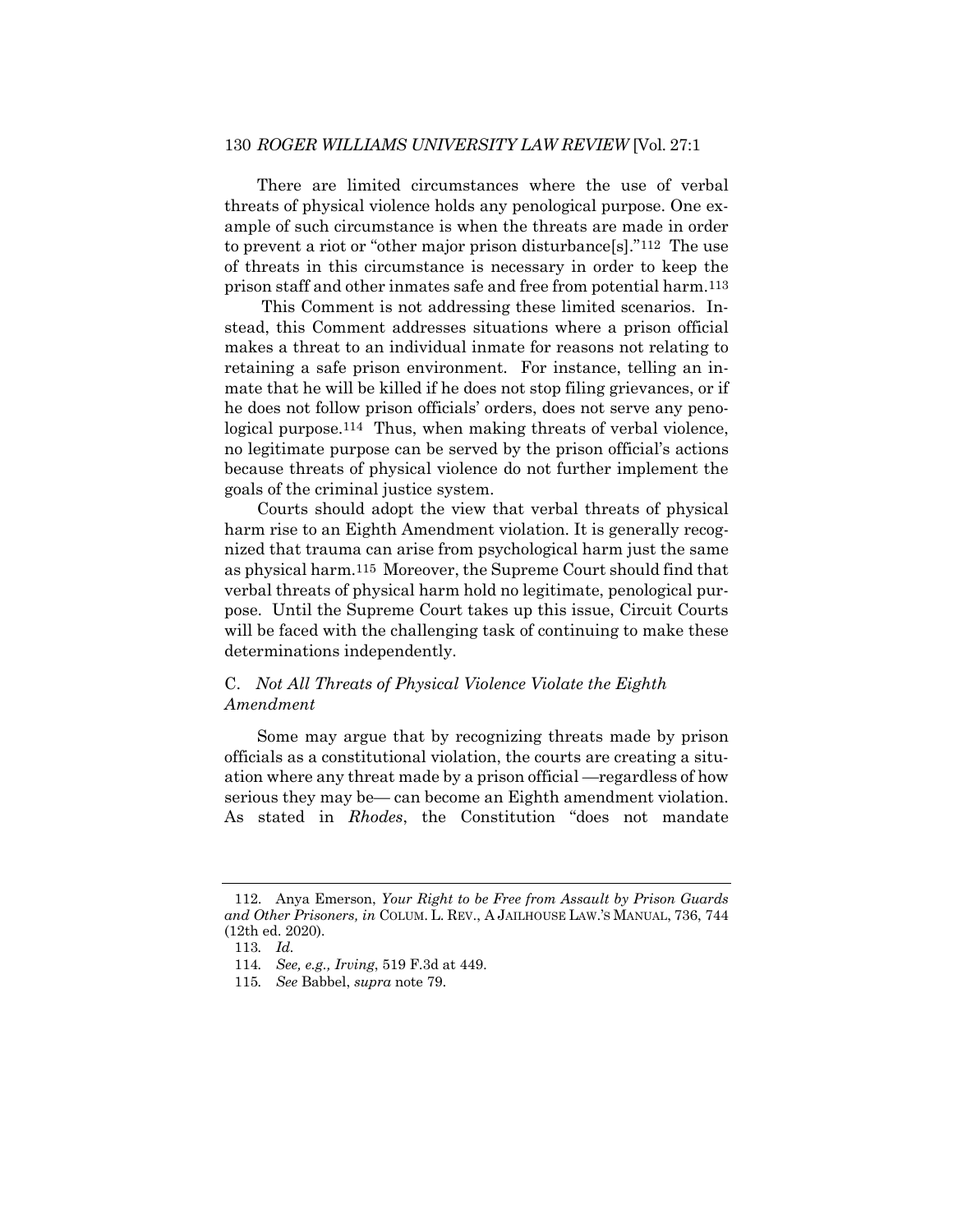There are limited circumstances where the use of verbal threats of physical violence holds any penological purpose. One example of such circumstance is when the threats are made in order to prevent a riot or "other major prison disturbance[s]."[112] The use of threats in this circumstance is necessary in order to keep the prison staff and other inmates safe and free from potential harm.[113]

This Comment is not addressing these limited scenarios. Instead, this Comment addresses situations where a prison official makes a threat to an individual inmate for reasons not relating to retaining a safe prison environment. For instance, telling an inmate that he will be killed if he does not stop filing grievances, or if he does not follow prison officials' orders, does not serve any penological purpose.[114] Thus, when making threats of verbal violence, no legitimate purpose can be served by the prison official's actions because threats of physical violence do not further implement the goals of the criminal justice system.

Courts should adopt the view that verbal threats of physical harm rise to an Eighth Amendment violation. It is generally recognized that trauma can arise from psychological harm just the same as physical harm.[115] Moreover, the Supreme Court should find that verbal threats of physical harm hold no legitimate, penological purpose. Until the Supreme Court takes up this issue, Circuit Courts will be faced with the challenging task of continuing to make these determinations independently.

### C. *Not All Threats of Physical Violence Violate the Eighth Amendment*

Some may argue that by recognizing threats made by prison officials as a constitutional violation, the courts are creating a situation where any threat made by a prison official —regardless of how serious they may be— can become an Eighth amendment violation. As stated in *Rhodes*, the Constitution "does not mandate

---

112. Anya Emerson, *Your Right to be Free from Assault by Prison Guards and Other Prisoners, in* COLUM. L. REV., A JAILHOUSE LAW.'S MANUAL, 736, 744 (12th ed. 2020).

113. *Id.*

114. *See, e.g., Irving*, 519 F.3d at 449.

115. *See* Babbel, *supra* note 79.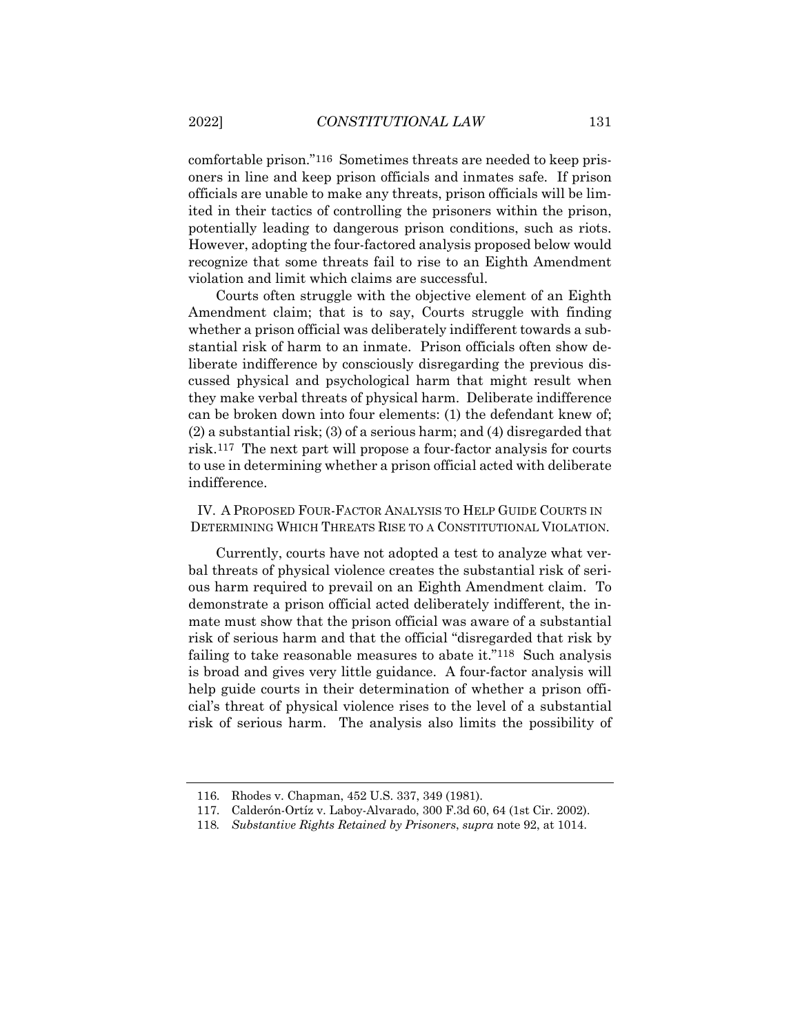comfortable prison."[116] Sometimes threats are needed to keep prisoners in line and keep prison officials and inmates safe. If prison officials are unable to make any threats, prison officials will be limited in their tactics of controlling the prisoners within the prison, potentially leading to dangerous prison conditions, such as riots. However, adopting the four-factored analysis proposed below would recognize that some threats fail to rise to an Eighth Amendment violation and limit which claims are successful.

Courts often struggle with the objective element of an Eighth Amendment claim; that is to say, Courts struggle with finding whether a prison official was deliberately indifferent towards a substantial risk of harm to an inmate. Prison officials often show deliberate indifference by consciously disregarding the previous discussed physical and psychological harm that might result when they make verbal threats of physical harm. Deliberate indifference can be broken down into four elements: (1) the defendant knew of; (2) a substantial risk; (3) of a serious harm; and (4) disregarded that risk.[117] The next part will propose a four-factor analysis for courts to use in determining whether a prison official acted with deliberate indifference.

## IV. A Proposed Four-Factor Analysis to Help Guide Courts in Determining Which Threats Rise to a Constitutional Violation.

Currently, courts have not adopted a test to analyze what verbal threats of physical violence creates the substantial risk of serious harm required to prevail on an Eighth Amendment claim. To demonstrate a prison official acted deliberately indifferent, the inmate must show that the prison official was aware of a substantial risk of serious harm and that the official "disregarded that risk by failing to take reasonable measures to abate it."[118] Such analysis is broad and gives very little guidance. A four-factor analysis will help guide courts in their determination of whether a prison official's threat of physical violence rises to the level of a substantial risk of serious harm. The analysis also limits the possibility of

---

116. Rhodes v. Chapman, 452 U.S. 337, 349 (1981).

117. Calderón-Ortíz v. Laboy-Alvarado, 300 F.3d 60, 64 (1st Cir. 2002).

118. *Substantive Rights Retained by Prisoners*, *supra* note 92, at 1014.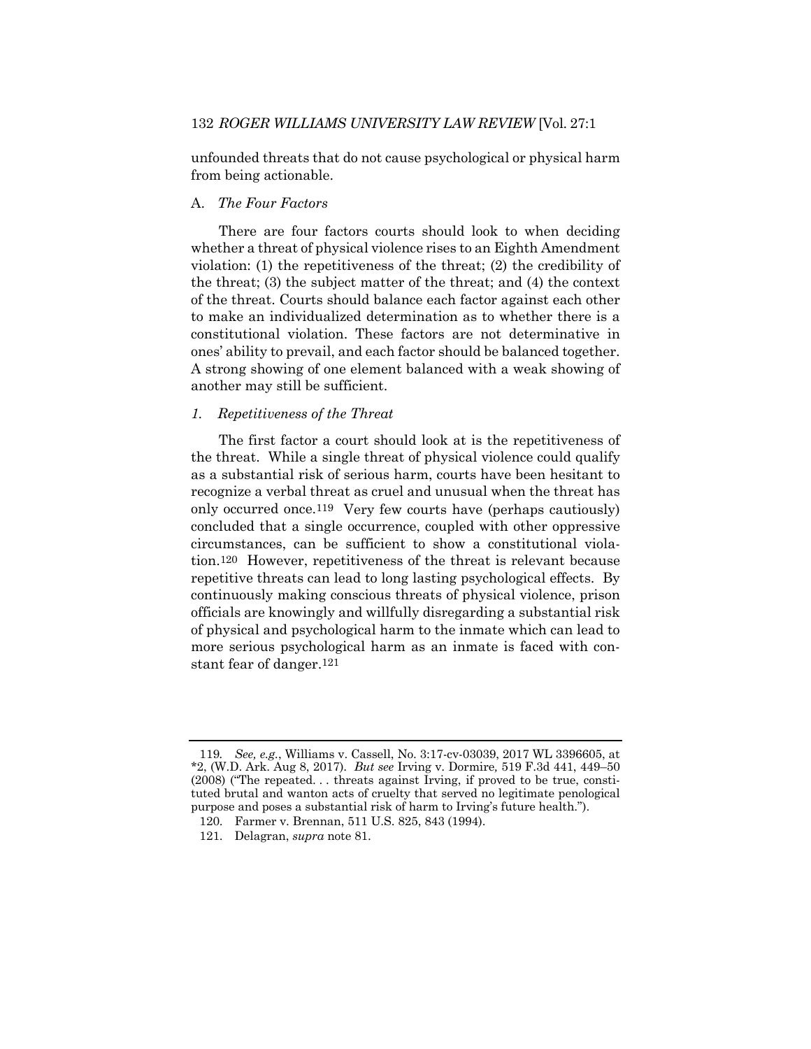unfounded threats that do not cause psychological or physical harm from being actionable.

## A. *The Four Factors*

There are four factors courts should look to when deciding whether a threat of physical violence rises to an Eighth Amendment violation: (1) the repetitiveness of the threat; (2) the credibility of the threat; (3) the subject matter of the threat; and (4) the context of the threat. Courts should balance each factor against each other to make an individualized determination as to whether there is a constitutional violation. These factors are not determinative in ones' ability to prevail, and each factor should be balanced together. A strong showing of one element balanced with a weak showing of another may still be sufficient.

### *1. Repetitiveness of the Threat*

The first factor a court should look at is the repetitiveness of the threat. While a single threat of physical violence could qualify as a substantial risk of serious harm, courts have been hesitant to recognize a verbal threat as cruel and unusual when the threat has only occurred once.[119] Very few courts have (perhaps cautiously) concluded that a single occurrence, coupled with other oppressive circumstances, can be sufficient to show a constitutional violation.[120] However, repetitiveness of the threat is relevant because repetitive threats can lead to long lasting psychological effects. By continuously making conscious threats of physical violence, prison officials are knowingly and willfully disregarding a substantial risk of physical and psychological harm to the inmate which can lead to more serious psychological harm as an inmate is faced with constant fear of danger.[121]

---

119. *See, e.g.*, Williams v. Cassell, No. 3:17-cv-03039, 2017 WL 3396605, at *2, (W.D. Ark. Aug 8, 2017). *But see* Irving v. Dormire, 519 F.3d 441, 449–50 (2008) ("The repeated. . . threats against Irving, if proved to be true, constituted brutal and wanton acts of cruelty that served no legitimate penological purpose and poses a substantial risk of harm to Irving's future health.").

120. Farmer v. Brennan, 511 U.S. 825, 843 (1994).

121. Delagran, *supra* note 81.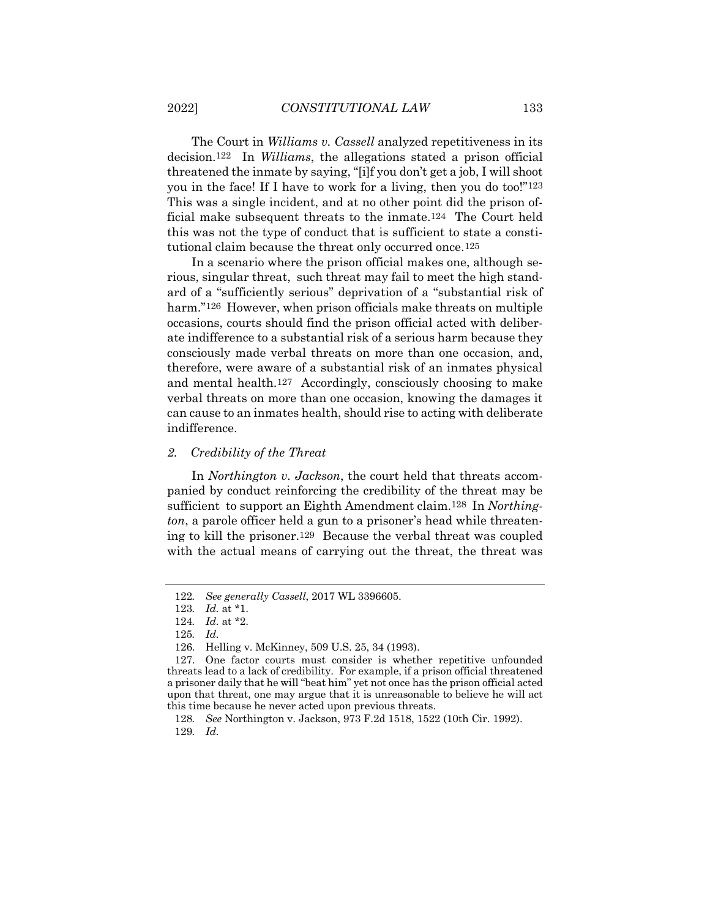The Court in *Williams v. Cassell* analyzed repetitiveness in its decision.[122] In *Williams*, the allegations stated a prison official threatened the inmate by saying, "[i]f you don't get a job, I will shoot you in the face! If I have to work for a living, then you do too!"[123] This was a single incident, and at no other point did the prison official make subsequent threats to the inmate.[124] The Court held this was not the type of conduct that is sufficient to state a constitutional claim because the threat only occurred once.[125]

In a scenario where the prison official makes one, although serious, singular threat, such threat may fail to meet the high standard of a "sufficiently serious" deprivation of a "substantial risk of harm."[126] However, when prison officials make threats on multiple occasions, courts should find the prison official acted with deliberate indifference to a substantial risk of a serious harm because they consciously made verbal threats on more than one occasion, and, therefore, were aware of a substantial risk of an inmates physical and mental health.[127] Accordingly, consciously choosing to make verbal threats on more than one occasion, knowing the damages it can cause to an inmates health, should rise to acting with deliberate indifference.

### 2. *Credibility of the Threat*

In *Northington v. Jackson*, the court held that threats accompanied by conduct reinforcing the credibility of the threat may be sufficient to support an Eighth Amendment claim.[128] In *Northington*, a parole officer held a gun to a prisoner's head while threatening to kill the prisoner.[129] Because the verbal threat was coupled with the actual means of carrying out the threat, the threat was

---

122. *See generally Cassell*, 2017 WL 3396605.

123. *Id.* at *1.

124. *Id.* at *2.

125. *Id.*

126. Helling v. McKinney, 509 U.S. 25, 34 (1993).

127. One factor courts must consider is whether repetitive unfounded threats lead to a lack of credibility. For example, if a prison official threatened a prisoner daily that he will "beat him" yet not once has the prison official acted upon that threat, one may argue that it is unreasonable to believe he will act this time because he never acted upon previous threats.

128. *See* Northington v. Jackson, 973 F.2d 1518, 1522 (10th Cir. 1992).

129. *Id.*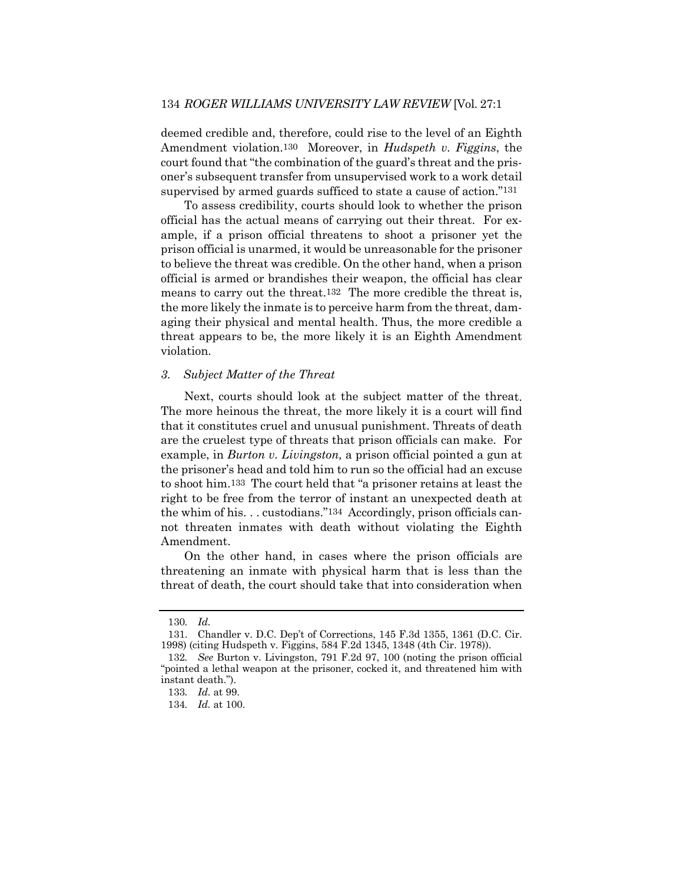deemed credible and, therefore, could rise to the level of an Eighth Amendment violation.[130] Moreover, in *Hudspeth v. Figgins*, the court found that "the combination of the guard's threat and the prisoner's subsequent transfer from unsupervised work to a work detail supervised by armed guards sufficed to state a cause of action."[131]

To assess credibility, courts should look to whether the prison official has the actual means of carrying out their threat. For example, if a prison official threatens to shoot a prisoner yet the prison official is unarmed, it would be unreasonable for the prisoner to believe the threat was credible. On the other hand, when a prison official is armed or brandishes their weapon, the official has clear means to carry out the threat.[132] The more credible the threat is, the more likely the inmate is to perceive harm from the threat, damaging their physical and mental health. Thus, the more credible a threat appears to be, the more likely it is an Eighth Amendment violation.

### *3. Subject Matter of the Threat*

Next, courts should look at the subject matter of the threat. The more heinous the threat, the more likely it is a court will find that it constitutes cruel and unusual punishment. Threats of death are the cruelest type of threats that prison officials can make. For example, in *Burton v. Livingston,* a prison official pointed a gun at the prisoner's head and told him to run so the official had an excuse to shoot him.[133] The court held that "a prisoner retains at least the right to be free from the terror of instant an unexpected death at the whim of his. . . custodians."[134] Accordingly, prison officials cannot threaten inmates with death without violating the Eighth Amendment.

On the other hand, in cases where the prison officials are threatening an inmate with physical harm that is less than the threat of death, the court should take that into consideration when

---

130. *Id.*

131. Chandler v. D.C. Dep't of Corrections, 145 F.3d 1355, 1361 (D.C. Cir. 1998) (citing Hudspeth v. Figgins, 584 F.2d 1345, 1348 (4th Cir. 1978)).

132. *See* Burton v. Livingston, 791 F.2d 97, 100 (noting the prison official "pointed a lethal weapon at the prisoner, cocked it, and threatened him with instant death.").

133. *Id.* at 99.

134. *Id.* at 100.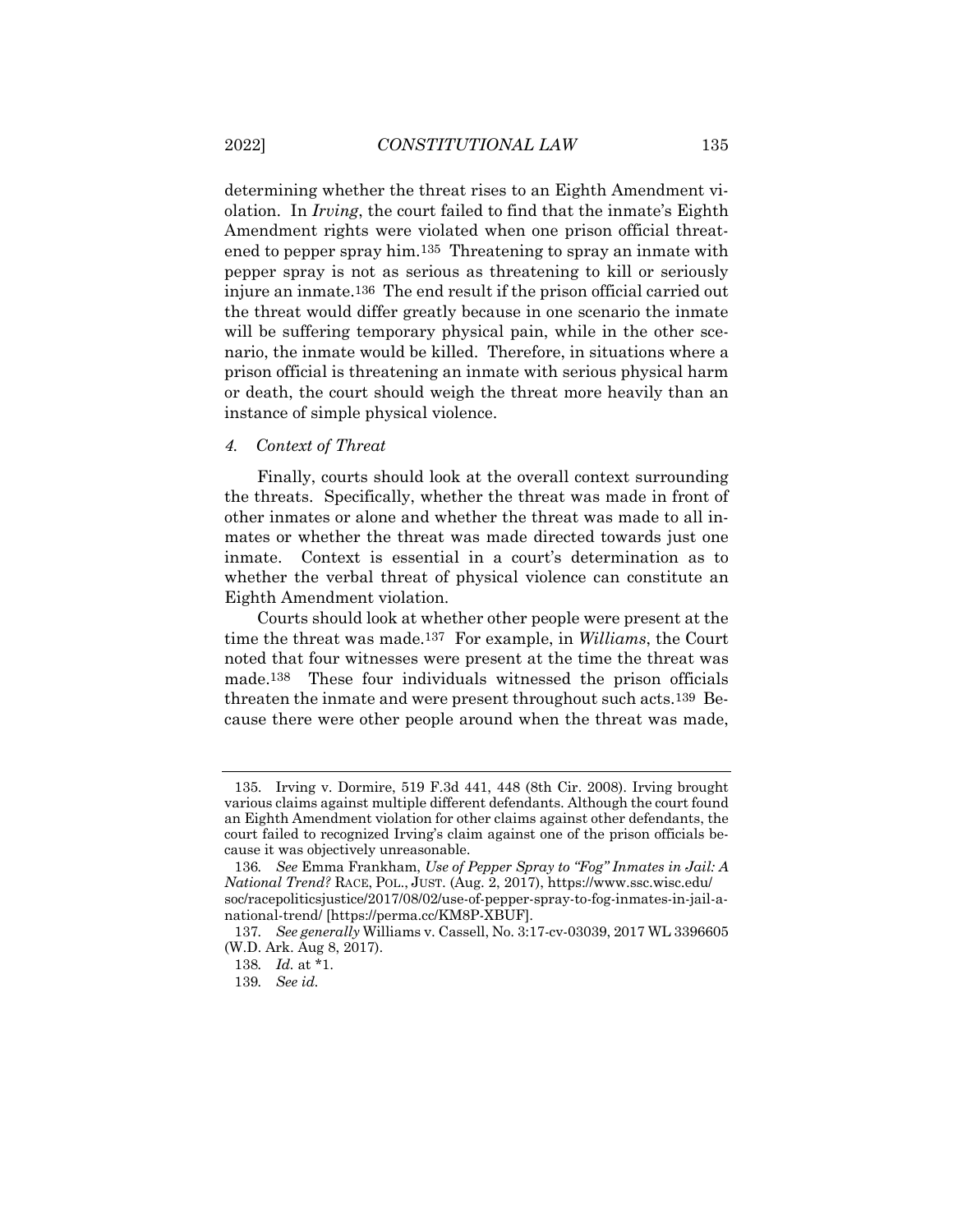determining whether the threat rises to an Eighth Amendment violation. In *Irving*, the court failed to find that the inmate's Eighth Amendment rights were violated when one prison official threatened to pepper spray him.[135] Threatening to spray an inmate with pepper spray is not as serious as threatening to kill or seriously injure an inmate.[136] The end result if the prison official carried out the threat would differ greatly because in one scenario the inmate will be suffering temporary physical pain, while in the other scenario, the inmate would be killed. Therefore, in situations where a prison official is threatening an inmate with serious physical harm or death, the court should weigh the threat more heavily than an instance of simple physical violence.

#### *4. Context of Threat*

Finally, courts should look at the overall context surrounding the threats. Specifically, whether the threat was made in front of other inmates or alone and whether the threat was made to all inmates or whether the threat was made directed towards just one inmate. Context is essential in a court's determination as to whether the verbal threat of physical violence can constitute an Eighth Amendment violation.

Courts should look at whether other people were present at the time the threat was made.[137] For example, in *Williams*, the Court noted that four witnesses were present at the time the threat was made.[138] These four individuals witnessed the prison officials threaten the inmate and were present throughout such acts.[139] Because there were other people around when the threat was made,

---

135. Irving v. Dormire, 519 F.3d 441, 448 (8th Cir. 2008). Irving brought various claims against multiple different defendants. Although the court found an Eighth Amendment violation for other claims against other defendants, the court failed to recognized Irving's claim against one of the prison officials because it was objectively unreasonable.

136. *See* Emma Frankham, *Use of Pepper Spray to "Fog" Inmates in Jail: A National Trend?* RACE, POL., JUST. (Aug. 2, 2017), https://www.ssc.wisc.edu/soc/racepoliticsjustice/2017/08/02/use-of-pepper-spray-to-fog-inmates-in-jail-a-national-trend/ [https://perma.cc/KM8P-XBUF].

137. *See generally* Williams v. Cassell, No. 3:17-cv-03039, 2017 WL 3396605 (W.D. Ark. Aug 8, 2017).

138. *Id.* at *1.

139. *See id.*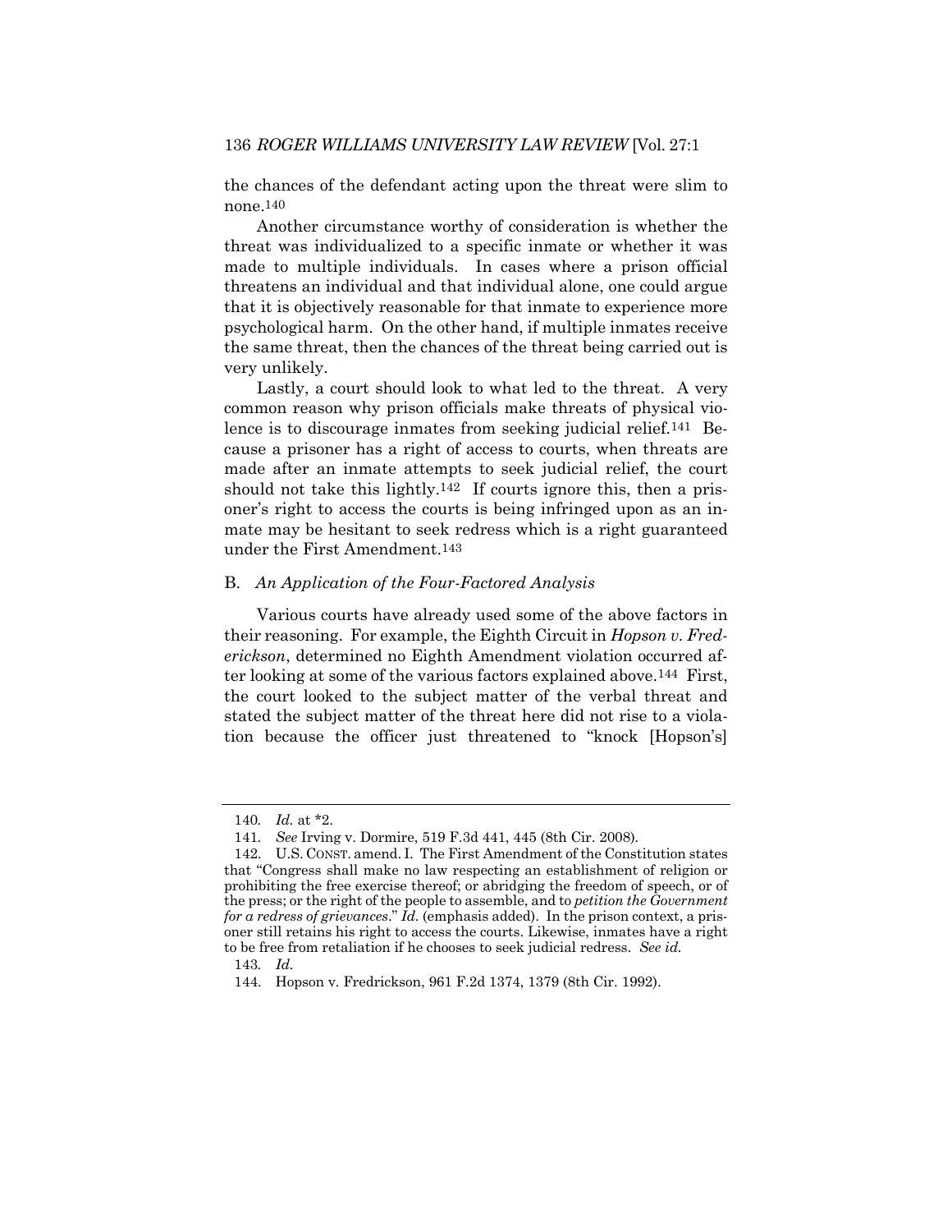the chances of the defendant acting upon the threat were slim to none.[140]

Another circumstance worthy of consideration is whether the threat was individualized to a specific inmate or whether it was made to multiple individuals. In cases where a prison official threatens an individual and that individual alone, one could argue that it is objectively reasonable for that inmate to experience more psychological harm. On the other hand, if multiple inmates receive the same threat, then the chances of the threat being carried out is very unlikely.

Lastly, a court should look to what led to the threat. A very common reason why prison officials make threats of physical violence is to discourage inmates from seeking judicial relief.[141] Because a prisoner has a right of access to courts, when threats are made after an inmate attempts to seek judicial relief, the court should not take this lightly.[142] If courts ignore this, then a prisoner's right to access the courts is being infringed upon as an inmate may be hesitant to seek redress which is a right guaranteed under the First Amendment.[143]

## B. *An Application of the Four-Factored Analysis*

Various courts have already used some of the above factors in their reasoning. For example, the Eighth Circuit in *Hopson v. Frederickson*, determined no Eighth Amendment violation occurred after looking at some of the various factors explained above.[144] First, the court looked to the subject matter of the verbal threat and stated the subject matter of the threat here did not rise to a violation because the officer just threatened to "knock [Hopson's]

---

140. *Id.* at *2.

141. *See* Irving v. Dormire, 519 F.3d 441, 445 (8th Cir. 2008).

142. U.S. CONST. amend. I. The First Amendment of the Constitution states that "Congress shall make no law respecting an establishment of religion or prohibiting the free exercise thereof; or abridging the freedom of speech, or of the press; or the right of the people to assemble, and to *petition the Government for a redress of grievances*." *Id.* (emphasis added). In the prison context, a prisoner still retains his right to access the courts. Likewise, inmates have a right to be free from retaliation if he chooses to seek judicial redress. *See id.*

143. *Id.*

144. Hopson v. Fredrickson, 961 F.2d 1374, 1379 (8th Cir. 1992).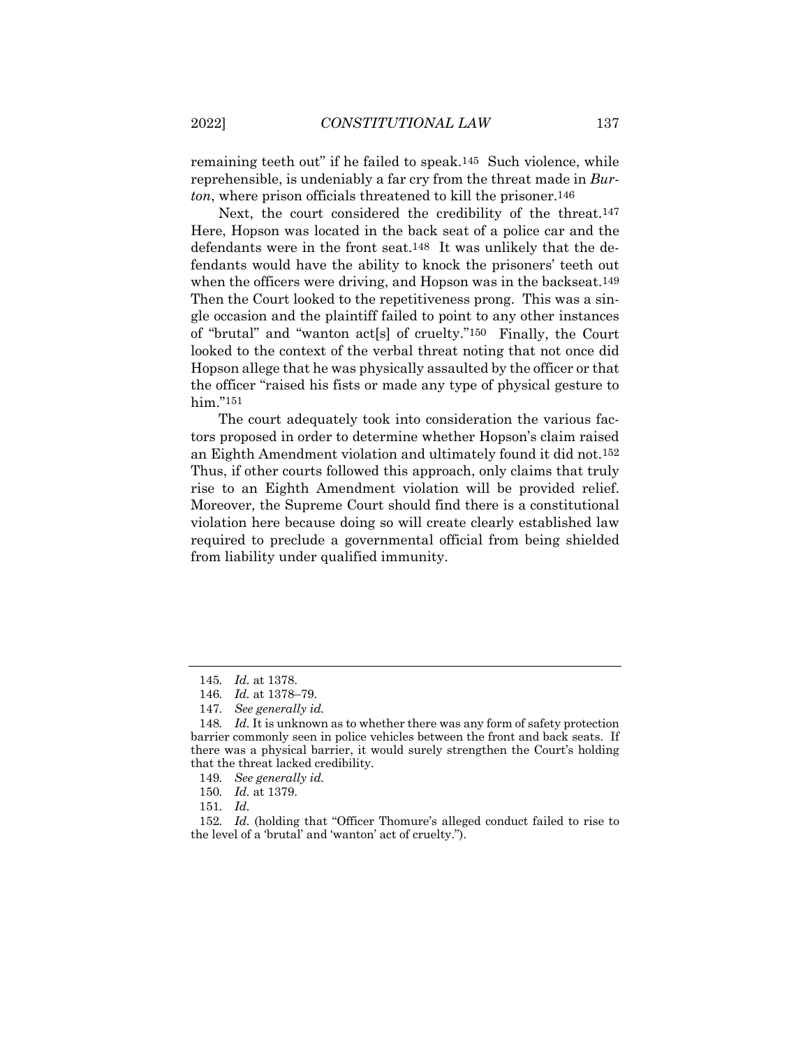remaining teeth out" if he failed to speak.[145] Such violence, while reprehensible, is undeniably a far cry from the threat made in *Burton*, where prison officials threatened to kill the prisoner.[146]

Next, the court considered the credibility of the threat.[147] Here, Hopson was located in the back seat of a police car and the defendants were in the front seat.[148] It was unlikely that the defendants would have the ability to knock the prisoners' teeth out when the officers were driving, and Hopson was in the backseat.[149] Then the Court looked to the repetitiveness prong. This was a single occasion and the plaintiff failed to point to any other instances of "brutal" and "wanton act[s] of cruelty."[150] Finally, the Court looked to the context of the verbal threat noting that not once did Hopson allege that he was physically assaulted by the officer or that the officer "raised his fists or made any type of physical gesture to him."[151]

The court adequately took into consideration the various factors proposed in order to determine whether Hopson's claim raised an Eighth Amendment violation and ultimately found it did not.[152] Thus, if other courts followed this approach, only claims that truly rise to an Eighth Amendment violation will be provided relief. Moreover, the Supreme Court should find there is a constitutional violation here because doing so will create clearly established law required to preclude a governmental official from being shielded from liability under qualified immunity.

---

145. *Id.* at 1378.

146. *Id.* at 1378–79.

147. *See generally id.*

148. *Id.* It is unknown as to whether there was any form of safety protection barrier commonly seen in police vehicles between the front and back seats. If there was a physical barrier, it would surely strengthen the Court's holding that the threat lacked credibility.

149. *See generally id.*

150. *Id.* at 1379.

151. *Id.*

152. *Id.* (holding that "Officer Thomure's alleged conduct failed to rise to the level of a 'brutal' and 'wanton' act of cruelty.").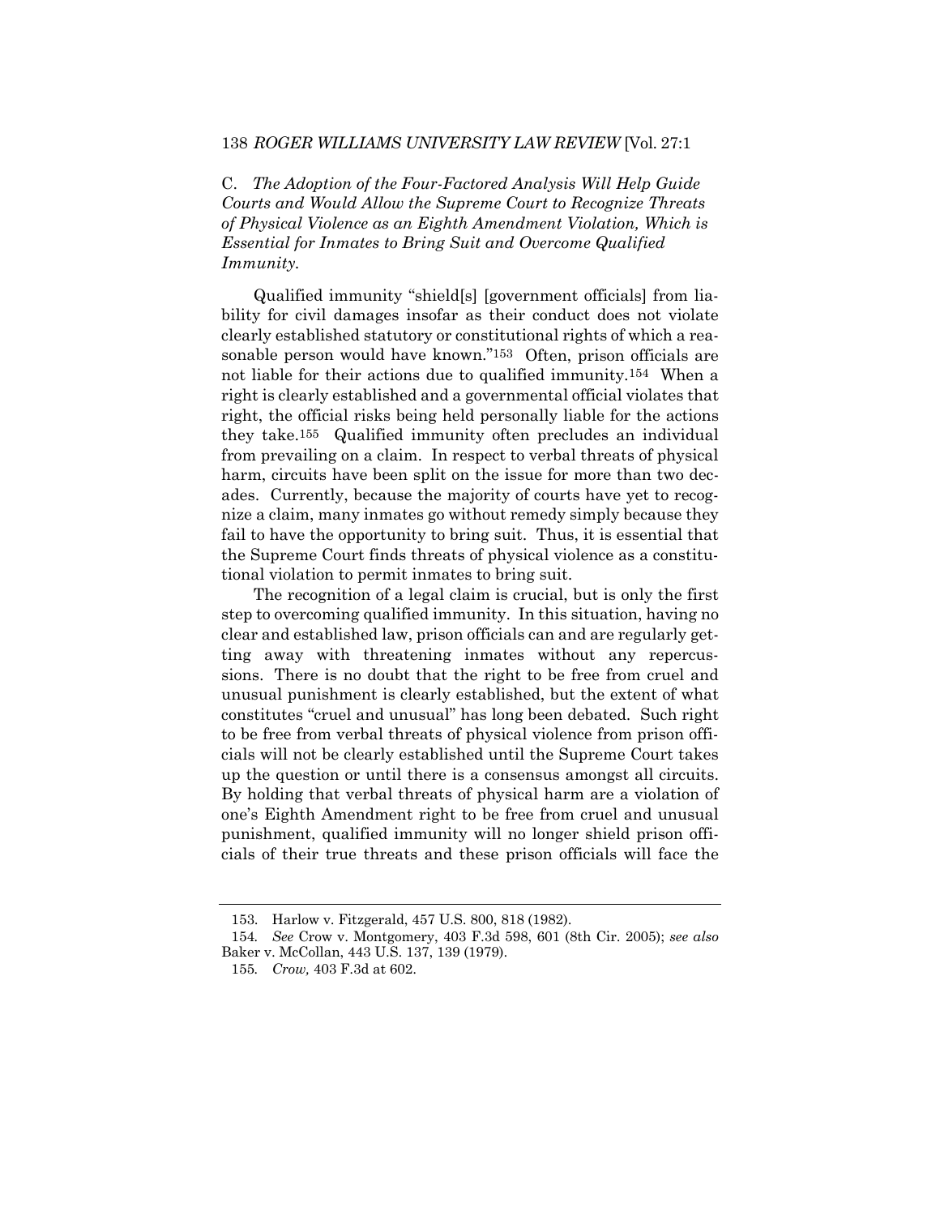### C. *The Adoption of the Four-Factored Analysis Will Help Guide Courts and Would Allow the Supreme Court to Recognize Threats of Physical Violence as an Eighth Amendment Violation, Which is Essential for Inmates to Bring Suit and Overcome Qualified Immunity.*

Qualified immunity "shield[s] [government officials] from liability for civil damages insofar as their conduct does not violate clearly established statutory or constitutional rights of which a reasonable person would have known."[153] Often, prison officials are not liable for their actions due to qualified immunity.[154] When a right is clearly established and a governmental official violates that right, the official risks being held personally liable for the actions they take.[155] Qualified immunity often precludes an individual from prevailing on a claim. In respect to verbal threats of physical harm, circuits have been split on the issue for more than two decades. Currently, because the majority of courts have yet to recognize a claim, many inmates go without remedy simply because they fail to have the opportunity to bring suit. Thus, it is essential that the Supreme Court finds threats of physical violence as a constitutional violation to permit inmates to bring suit.

The recognition of a legal claim is crucial, but is only the first step to overcoming qualified immunity. In this situation, having no clear and established law, prison officials can and are regularly getting away with threatening inmates without any repercussions. There is no doubt that the right to be free from cruel and unusual punishment is clearly established, but the extent of what constitutes "cruel and unusual" has long been debated. Such right to be free from verbal threats of physical violence from prison officials will not be clearly established until the Supreme Court takes up the question or until there is a consensus amongst all circuits. By holding that verbal threats of physical harm are a violation of one's Eighth Amendment right to be free from cruel and unusual punishment, qualified immunity will no longer shield prison officials of their true threats and these prison officials will face the

---

153. Harlow v. Fitzgerald, 457 U.S. 800, 818 (1982).

154. *See* Crow v. Montgomery, 403 F.3d 598, 601 (8th Cir. 2005); *see also* Baker v. McCollan, 443 U.S. 137, 139 (1979).

155. *Crow,* 403 F.3d at 602.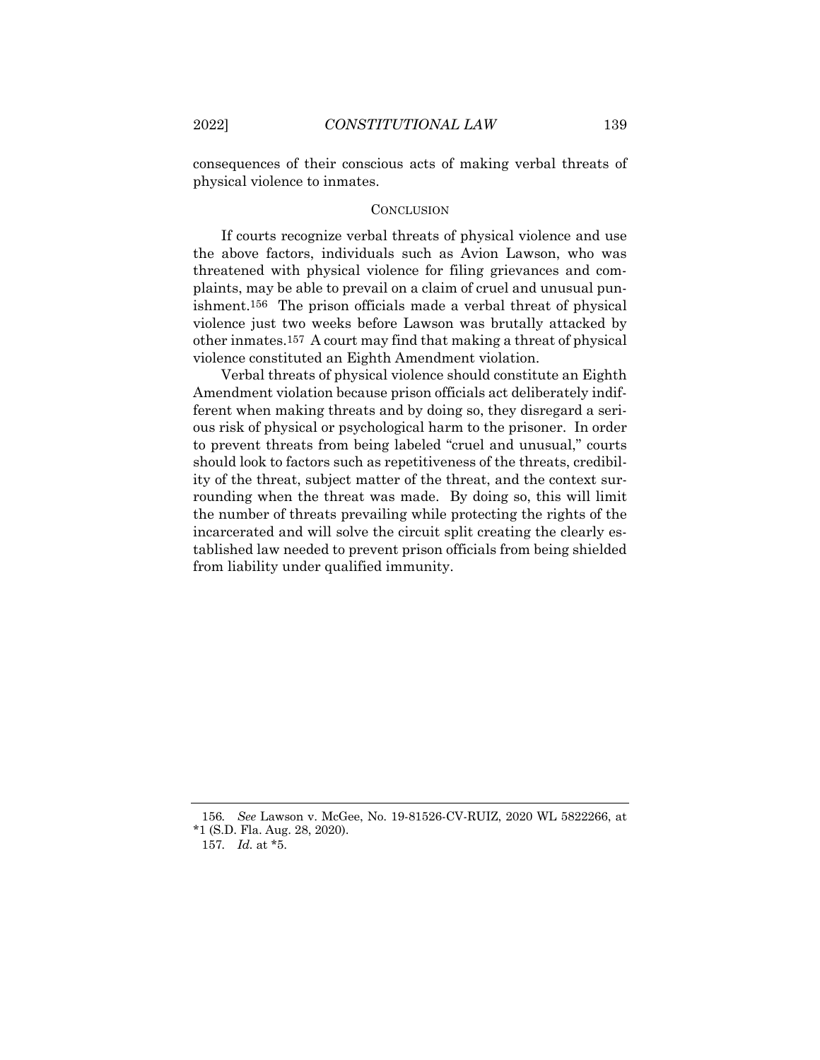consequences of their conscious acts of making verbal threats of physical violence to inmates.

## CONCLUSION

If courts recognize verbal threats of physical violence and use the above factors, individuals such as Avion Lawson, who was threatened with physical violence for filing grievances and complaints, may be able to prevail on a claim of cruel and unusual punishment.[156] The prison officials made a verbal threat of physical violence just two weeks before Lawson was brutally attacked by other inmates.[157] A court may find that making a threat of physical violence constituted an Eighth Amendment violation.

Verbal threats of physical violence should constitute an Eighth Amendment violation because prison officials act deliberately indifferent when making threats and by doing so, they disregard a serious risk of physical or psychological harm to the prisoner. In order to prevent threats from being labeled "cruel and unusual," courts should look to factors such as repetitiveness of the threats, credibility of the threat, subject matter of the threat, and the context surrounding when the threat was made. By doing so, this will limit the number of threats prevailing while protecting the rights of the incarcerated and will solve the circuit split creating the clearly established law needed to prevent prison officials from being shielded from liability under qualified immunity.

---

156. *See* Lawson v. McGee, No. 19-81526-CV-RUIZ, 2020 WL 5822266, at *1 (S.D. Fla. Aug. 28, 2020).

157. *Id.* at *5.